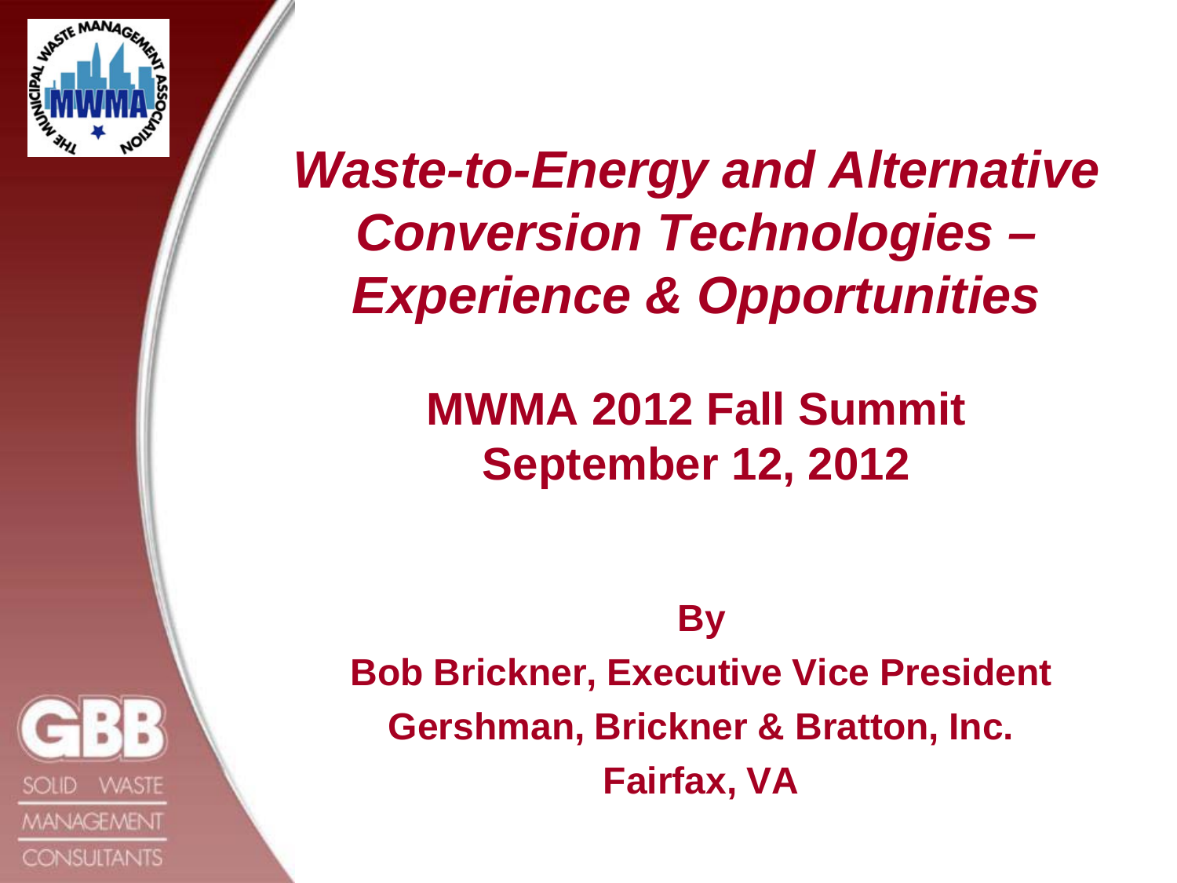# *Waste-to-Energy and Alternative Conversion Technologies – Experience & Opportunities*

## MWMA 2012 Fall Summit
## September 12, 2012

**By**

**Bob Brickner, Executive Vice President**

**Gershman, Brickner & Bratton, Inc.**

**Fairfax, VA**

GBB
SOLID WASTE
MANAGEMENT
CONSULTANTS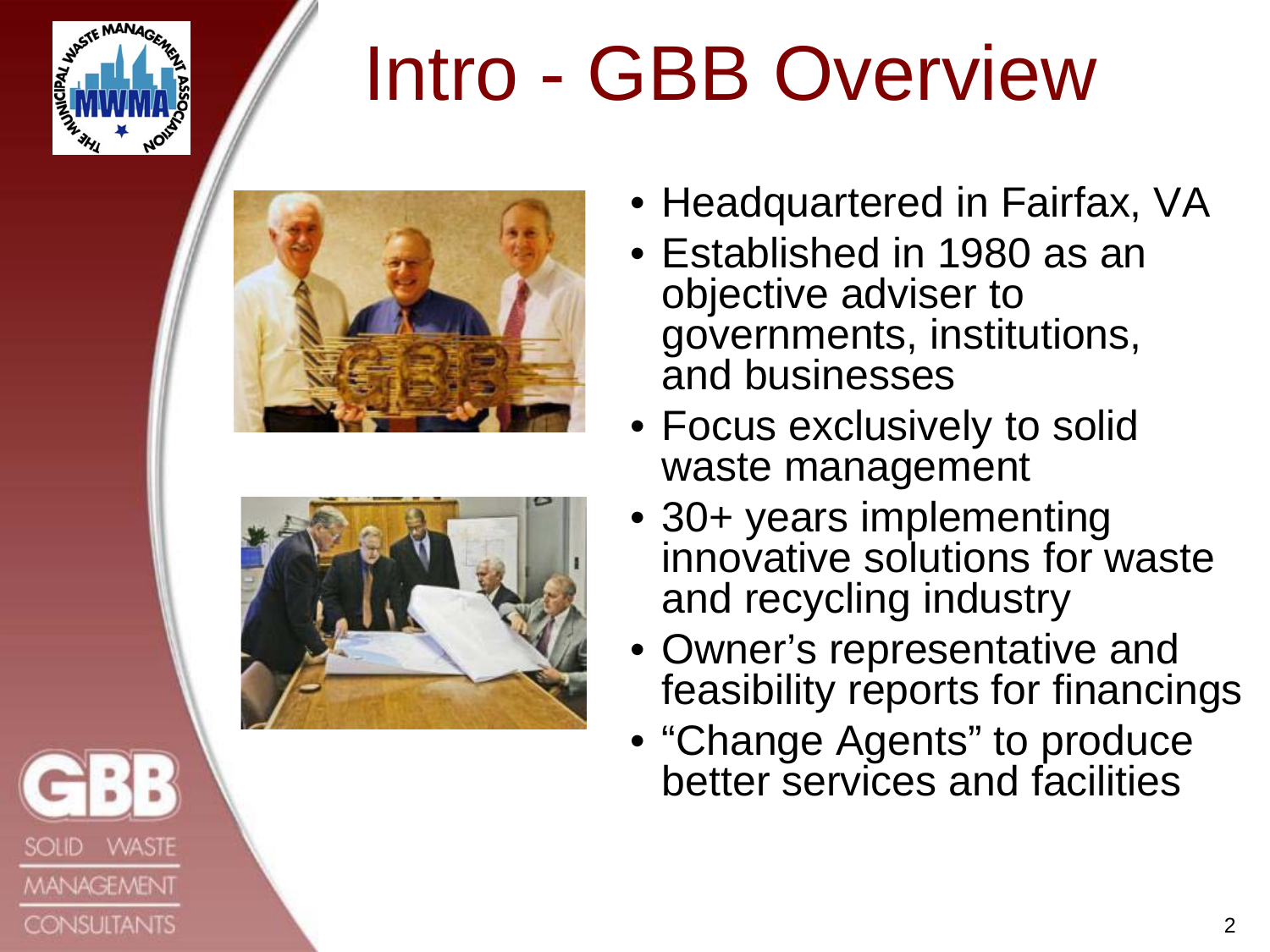# Intro - GBB Overview

- Headquartered in Fairfax, VA
- Established in 1980 as an objective adviser to governments, institutions, and businesses
- Focus exclusively to solid waste management
- 30+ years implementing innovative solutions for waste and recycling industry
- Owner's representative and feasibility reports for financings
- "Change Agents" to produce better services and facilities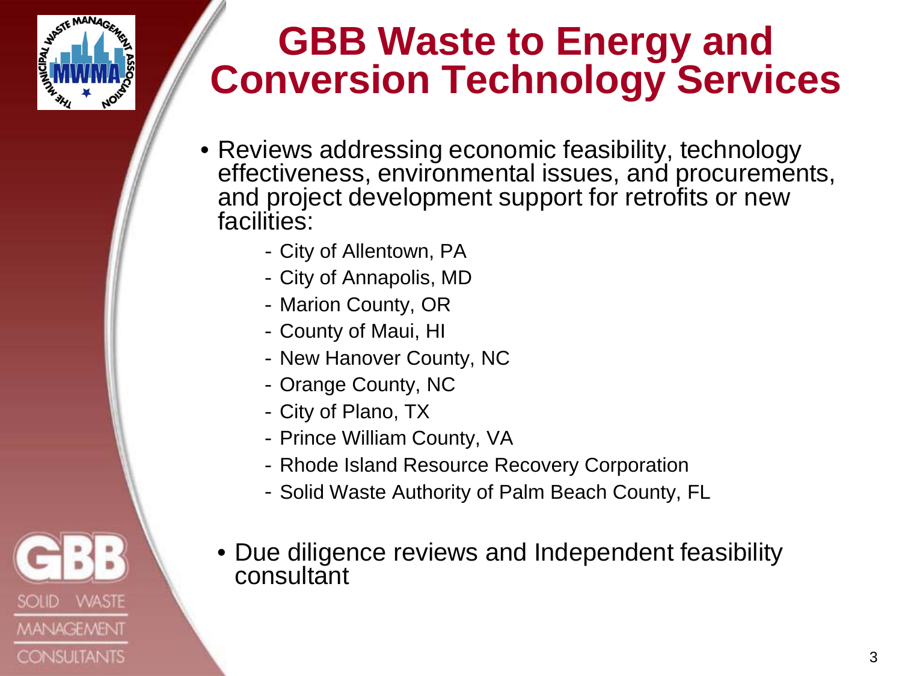# GBB Waste to Energy and Conversion Technology Services

- Reviews addressing economic feasibility, technology effectiveness, environmental issues, and procurements, and project development support for retrofits or new facilities:
  - City of Allentown, PA
  - City of Annapolis, MD
  - Marion County, OR
  - County of Maui, HI
  - New Hanover County, NC
  - Orange County, NC
  - City of Plano, TX
  - Prince William County, VA
  - Rhode Island Resource Recovery Corporation
  - Solid Waste Authority of Palm Beach County, FL

- Due diligence reviews and Independent feasibility consultant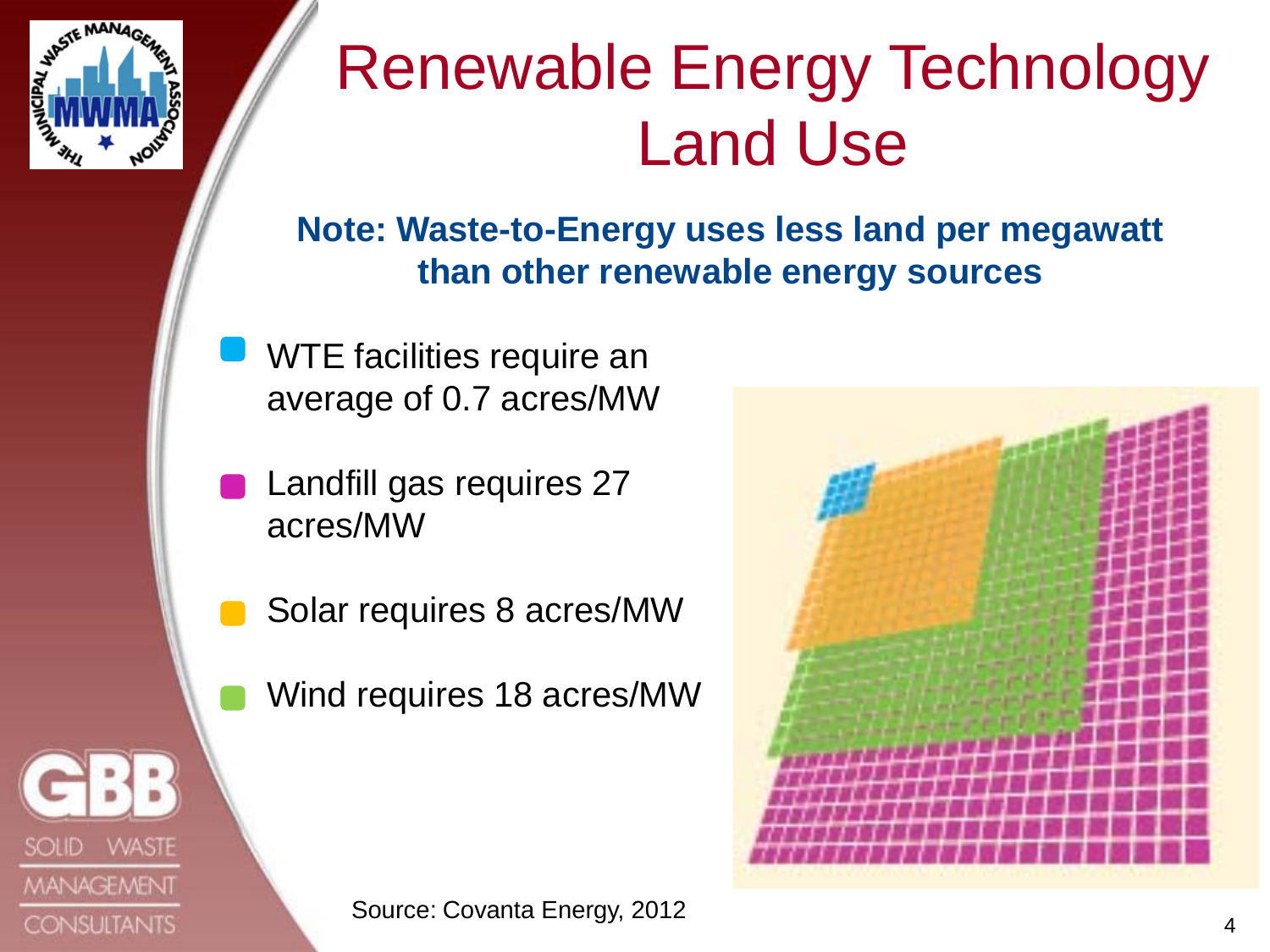# Renewable Energy Technology Land Use

**Note: Waste-to-Energy uses less land per megawatt than other renewable energy sources**

- WTE facilities require an average of 0.7 acres/MW
- Landfill gas requires 27 acres/MW
- Solar requires 8 acres/MW
- Wind requires 18 acres/MW

Source: Covanta Energy, 2012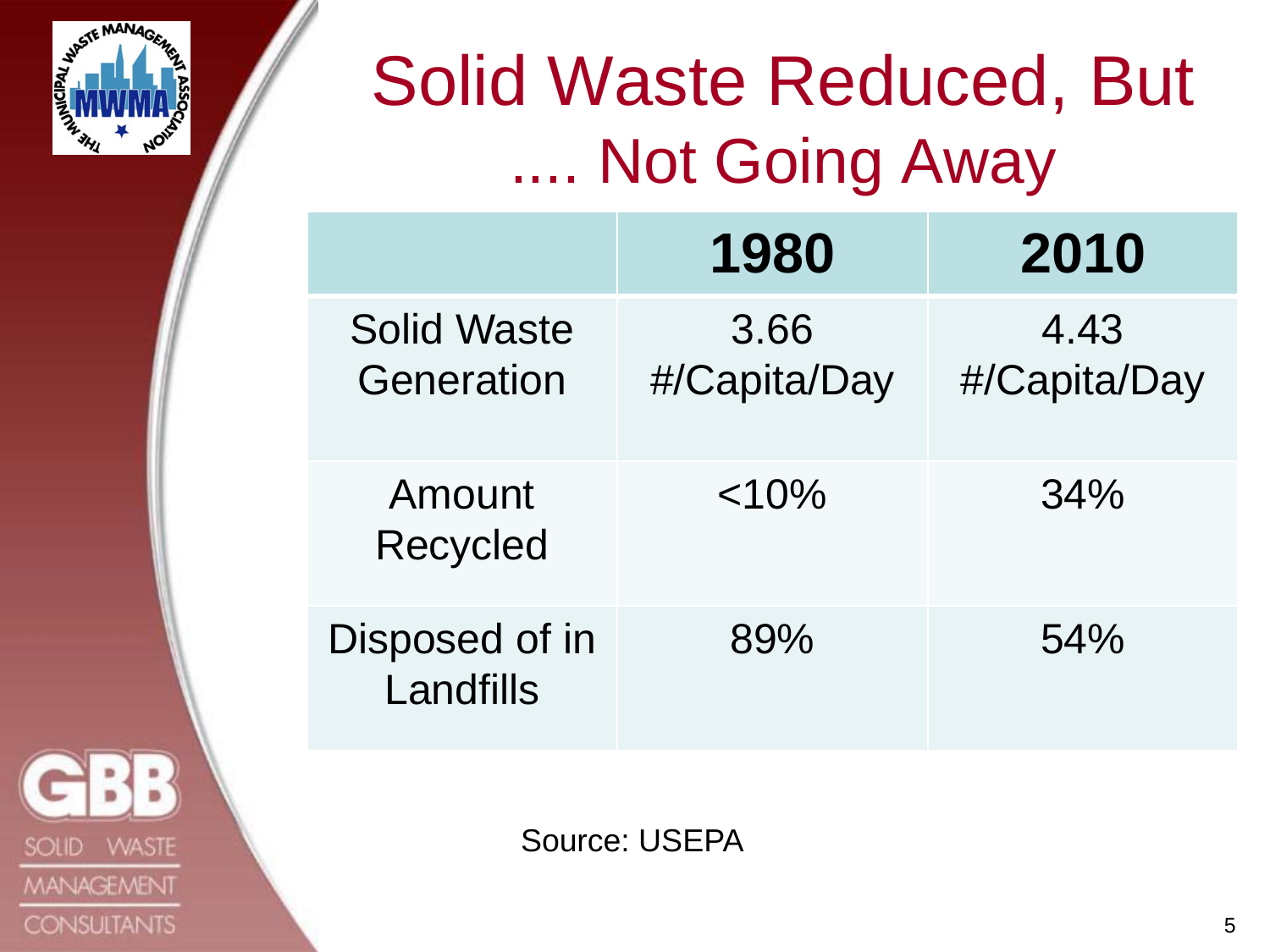# Solid Waste Reduced, But .... Not Going Away

| | 1980 | 2010 |
|---|---|---|
| Solid Waste Generation | 3.66 #/Capita/Day | 4.43 #/Capita/Day |
| Amount Recycled | <10% | 34% |
| Disposed of in Landfills | 89% | 54% |

Source: USEPA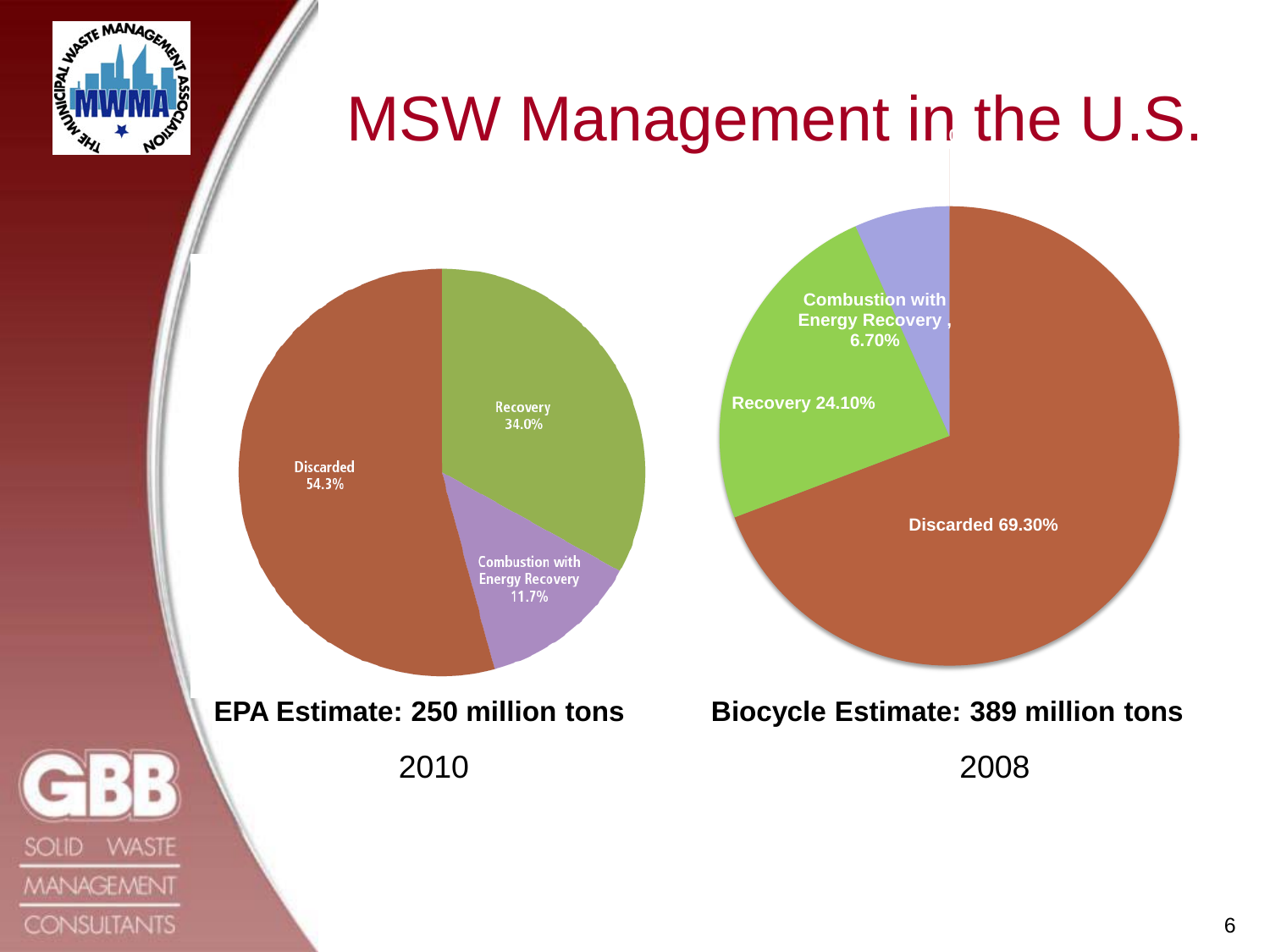# MSW Management in the U.S.

Recovery 34.0%

Combustion with Energy Recovery 11.7%

Discarded 54.3%

**EPA Estimate: 250 million tons**

2010

Combustion with Energy Recovery , 6.70%

Recovery 24.10%

Discarded 69.30%

**Biocycle Estimate: 389 million tons**

2008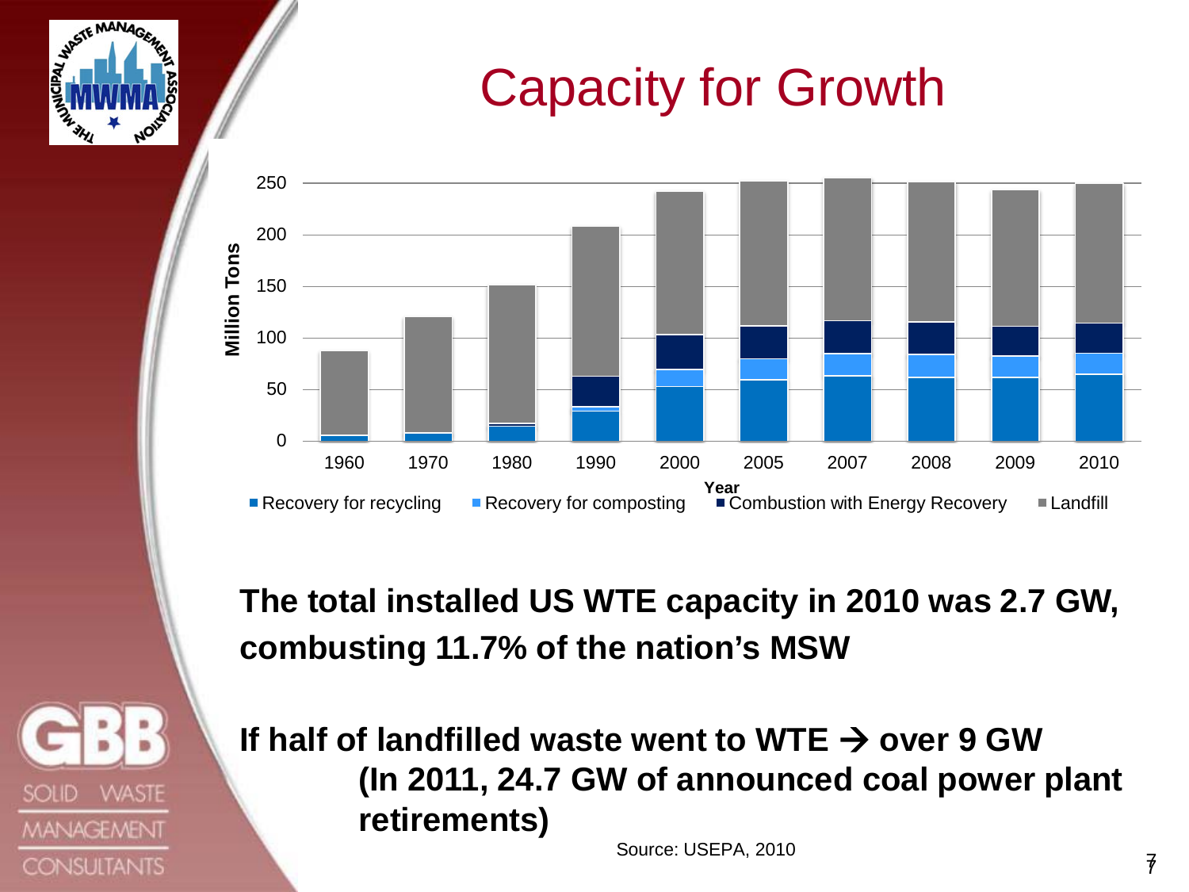# Capacity for Growth

**The total installed US WTE capacity in 2010 was 2.7 GW, combusting 11.7% of the nation's MSW**

**If half of landfilled waste went to WTE → over 9 GW (In 2011, 24.7 GW of announced coal power plant retirements)**

Source: USEPA, 2010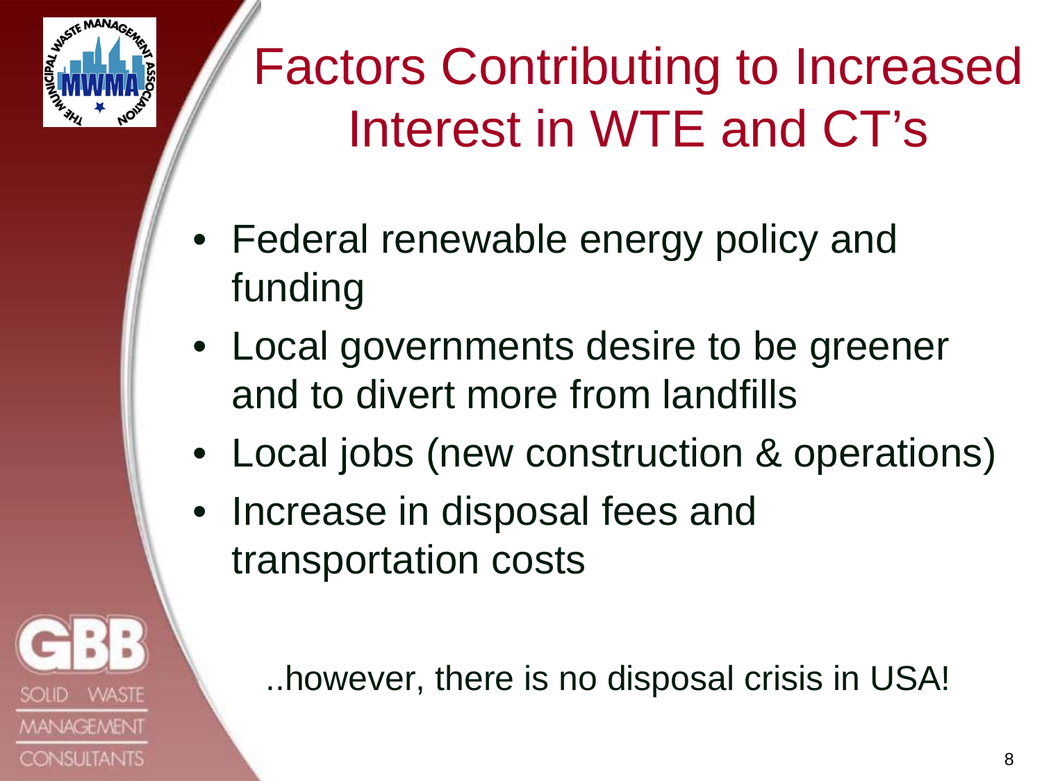# Factors Contributing to Increased Interest in WTE and CT's

- Federal renewable energy policy and funding
- Local governments desire to be greener and to divert more from landfills
- Local jobs (new construction & operations)
- Increase in disposal fees and transportation costs

..however, there is no disposal crisis in USA!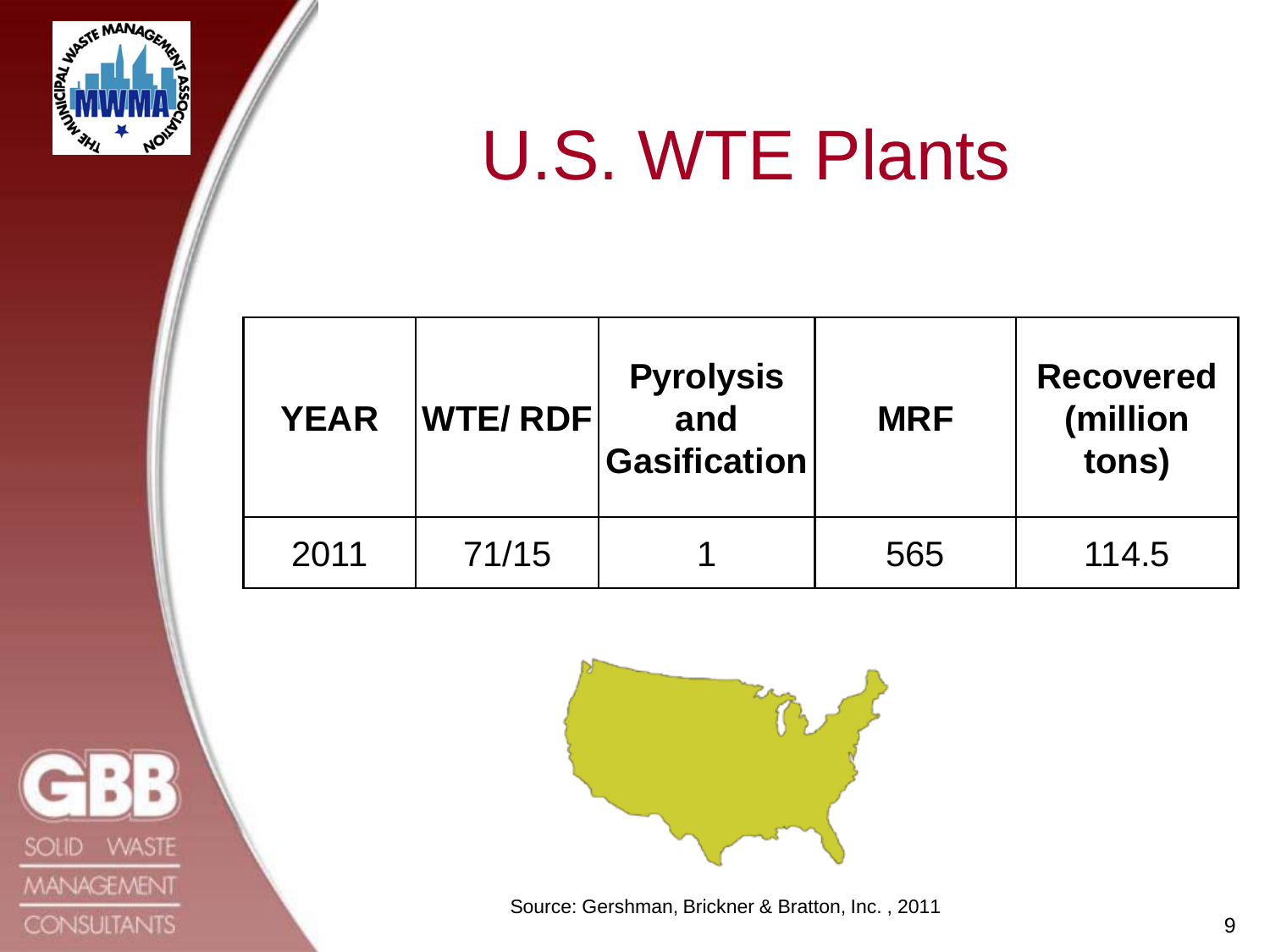# U.S. WTE Plants

| YEAR | WTE/ RDF | Pyrolysis and Gasification | MRF | Recovered (million tons) |
|---|---|---|---|---|
| 2011 | 71/15 | 1 | 565 | 114.5 |

Source: Gershman, Brickner & Bratton, Inc. , 2011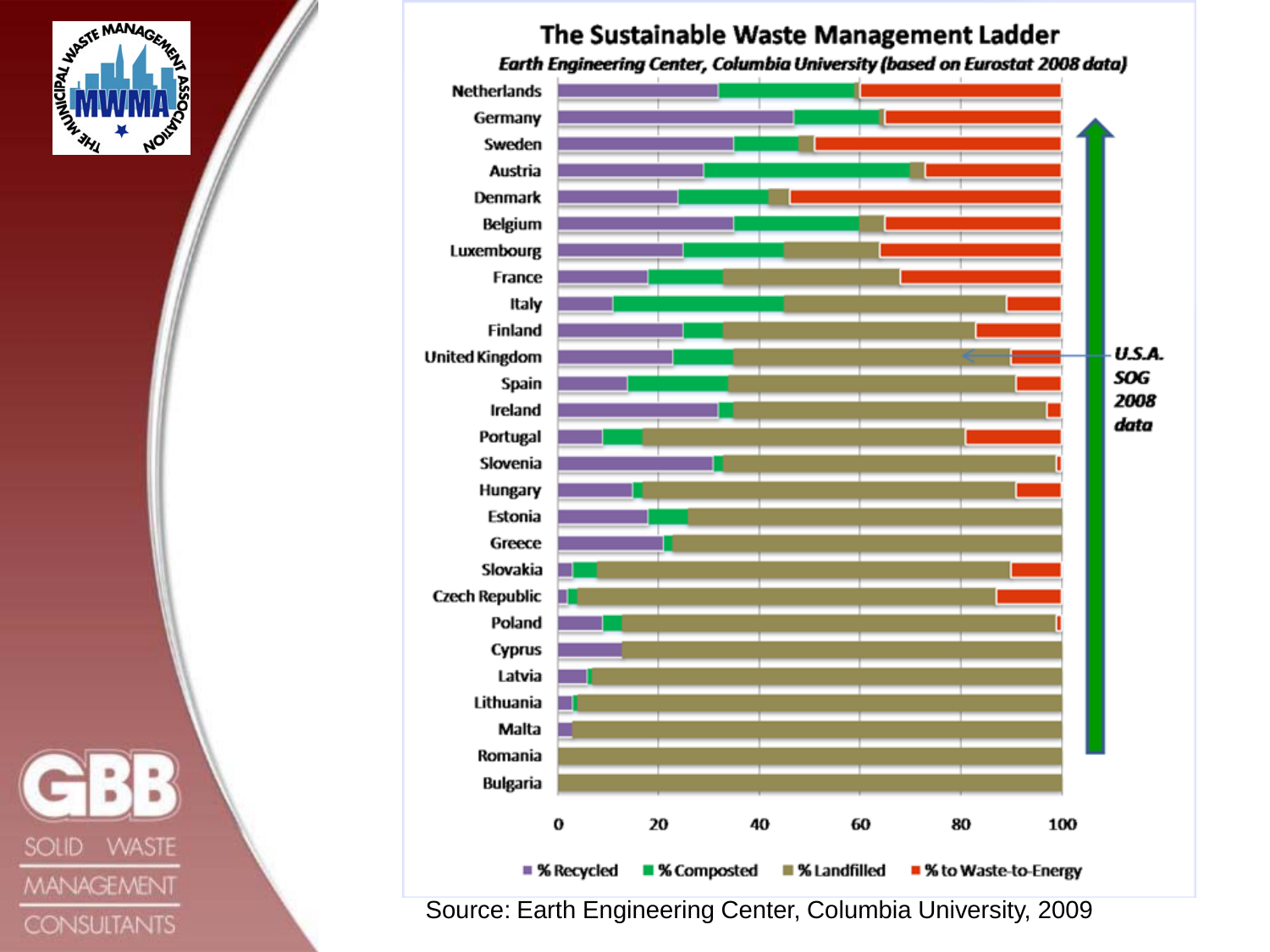## The Sustainable Waste Management Ladder

*Earth Engineering Center, Columbia University (based on Eurostat 2008 data)*

Countries (top to bottom): Netherlands, Germany, Sweden, Austria, Denmark, Belgium, Luxembourg, France, Italy, Finland, United Kingdom, Spain, Ireland, Portugal, Slovenia, Hungary, Estonia, Greece, Slovakia, Czech Republic, Poland, Cyprus, Latvia, Lithuania, Malta, Romania, Bulgaria

*U.S.A. SOG 2008 data*

Legend: % Recycled, % Composted, % Landfilled, % to Waste-to-Energy

Axis: 0, 20, 40, 60, 80, 100

Source: Earth Engineering Center, Columbia University, 2009

GBB SOLID WASTE MANAGEMENT CONSULTANTS

THE MUNICIPAL WASTE MANAGEMENT ASSOCIATION — MWMA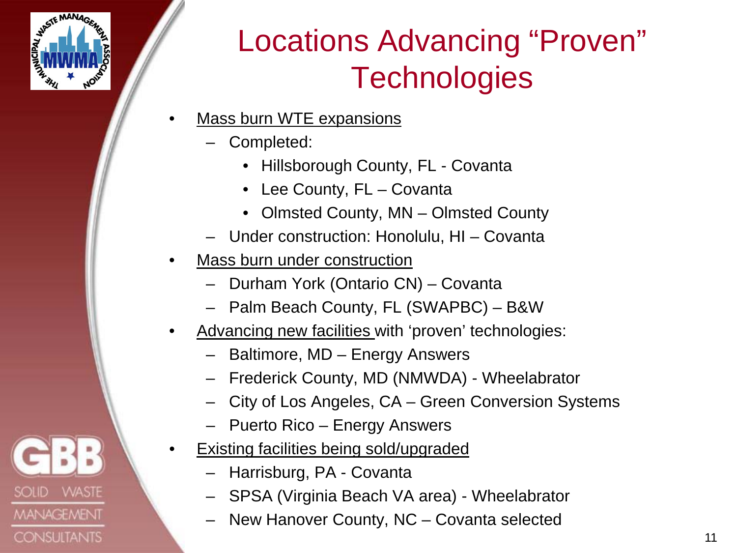# Locations Advancing "Proven" Technologies

- Mass burn WTE expansions
  - Completed:
    - Hillsborough County, FL - Covanta
    - Lee County, FL – Covanta
    - Olmsted County, MN – Olmsted County
  - Under construction: Honolulu, HI – Covanta
- Mass burn under construction
  - Durham York (Ontario CN) – Covanta
  - Palm Beach County, FL (SWAPBC) – B&W
- Advancing new facilities with 'proven' technologies:
  - Baltimore, MD – Energy Answers
  - Frederick County, MD (NMWDA) - Wheelabrator
  - City of Los Angeles, CA – Green Conversion Systems
  - Puerto Rico – Energy Answers
- Existing facilities being sold/upgraded
  - Harrisburg, PA - Covanta
  - SPSA (Virginia Beach VA area) - Wheelabrator
  - New Hanover County, NC – Covanta selected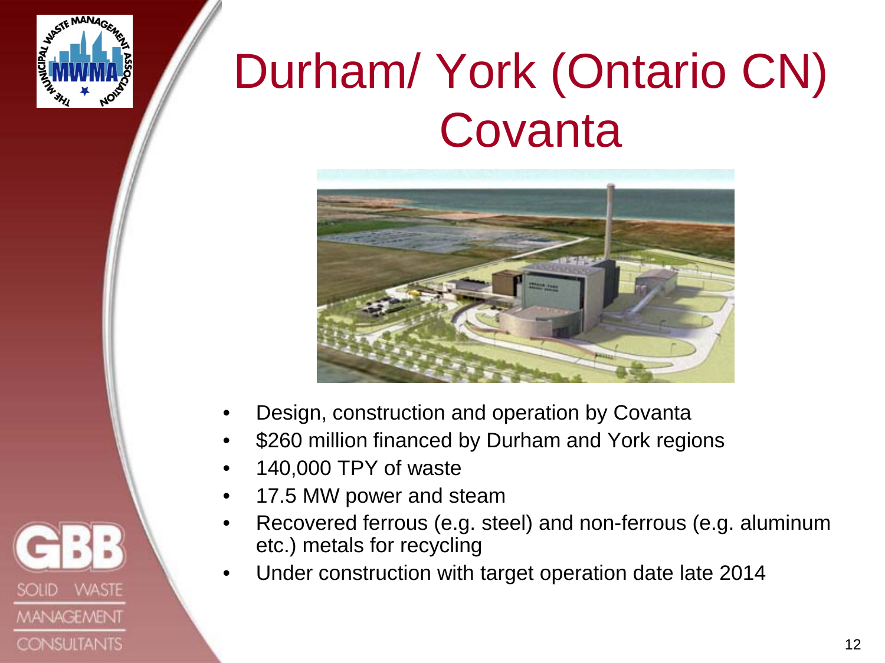# Durham/ York (Ontario CN) Covanta

- Design, construction and operation by Covanta
- $260 million financed by Durham and York regions
- 140,000 TPY of waste
- 17.5 MW power and steam
- Recovered ferrous (e.g. steel) and non-ferrous (e.g. aluminum etc.) metals for recycling
- Under construction with target operation date late 2014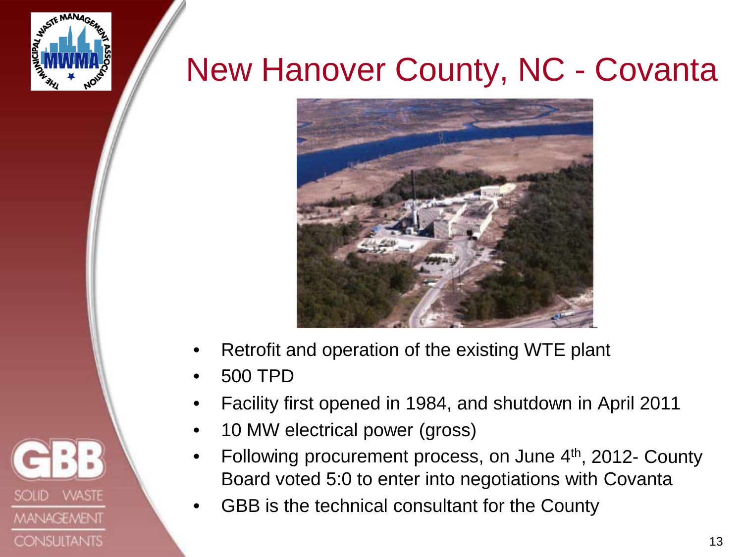# New Hanover County, NC - Covanta

- Retrofit and operation of the existing WTE plant
- 500 TPD
- Facility first opened in 1984, and shutdown in April 2011
- 10 MW electrical power (gross)
- Following procurement process, on June 4th, 2012- County Board voted 5:0 to enter into negotiations with Covanta
- GBB is the technical consultant for the County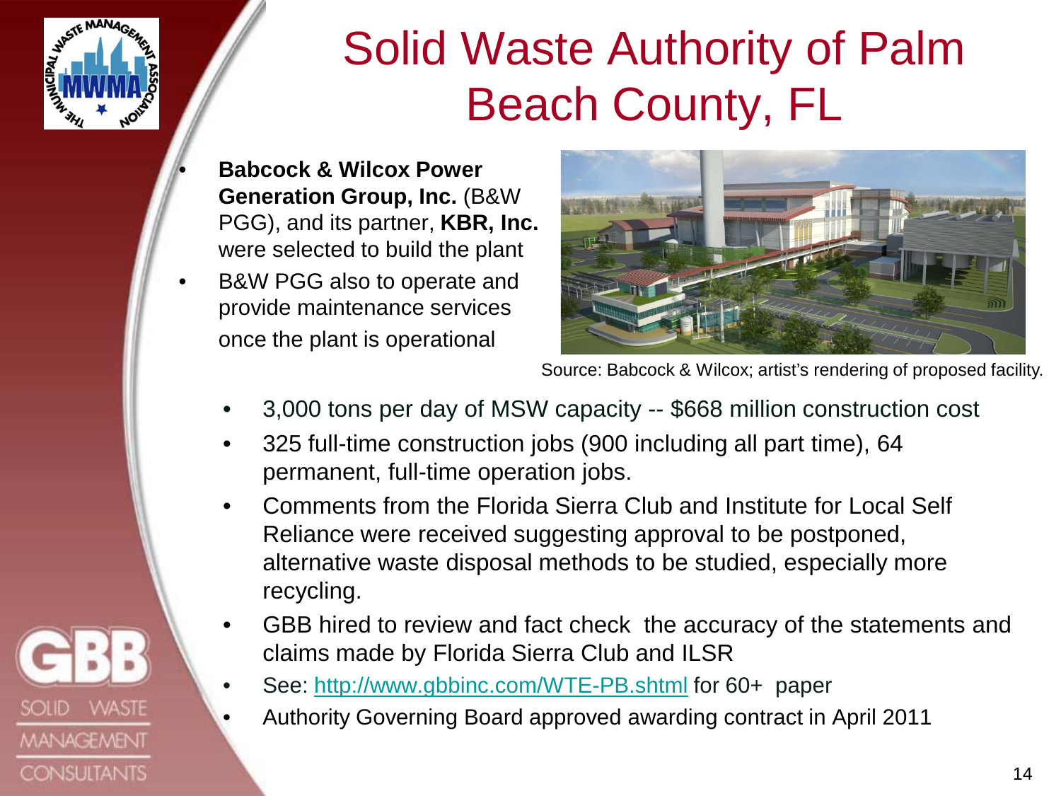# Solid Waste Authority of Palm Beach County, FL

- **Babcock & Wilcox Power Generation Group, Inc.** (B&W PGG), and its partner, **KBR, Inc.** were selected to build the plant
- B&W PGG also to operate and provide maintenance services once the plant is operational

Source: Babcock & Wilcox; artist's rendering of proposed facility.

- 3,000 tons per day of MSW capacity -- $668 million construction cost
- 325 full-time construction jobs (900 including all part time), 64 permanent, full-time operation jobs.
- Comments from the Florida Sierra Club and Institute for Local Self Reliance were received suggesting approval to be postponed, alternative waste disposal methods to be studied, especially more recycling.
- GBB hired to review and fact check the accuracy of the statements and claims made by Florida Sierra Club and ILSR
- See: http://www.gbbinc.com/WTE-PB.shtml for 60+ paper
- Authority Governing Board approved awarding contract in April 2011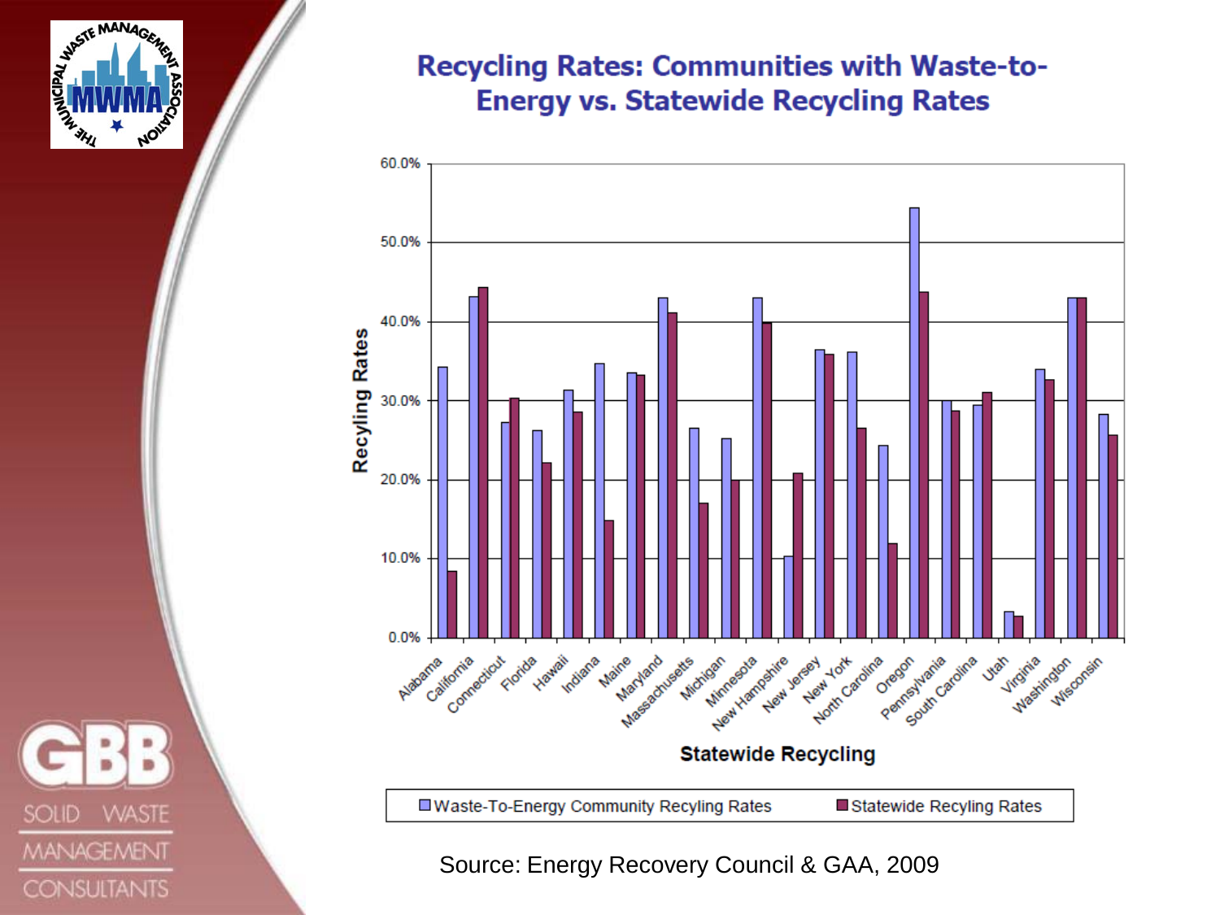# Recycling Rates: Communities with Waste-to-Energy vs. Statewide Recycling Rates

Source: Energy Recovery Council & GAA, 2009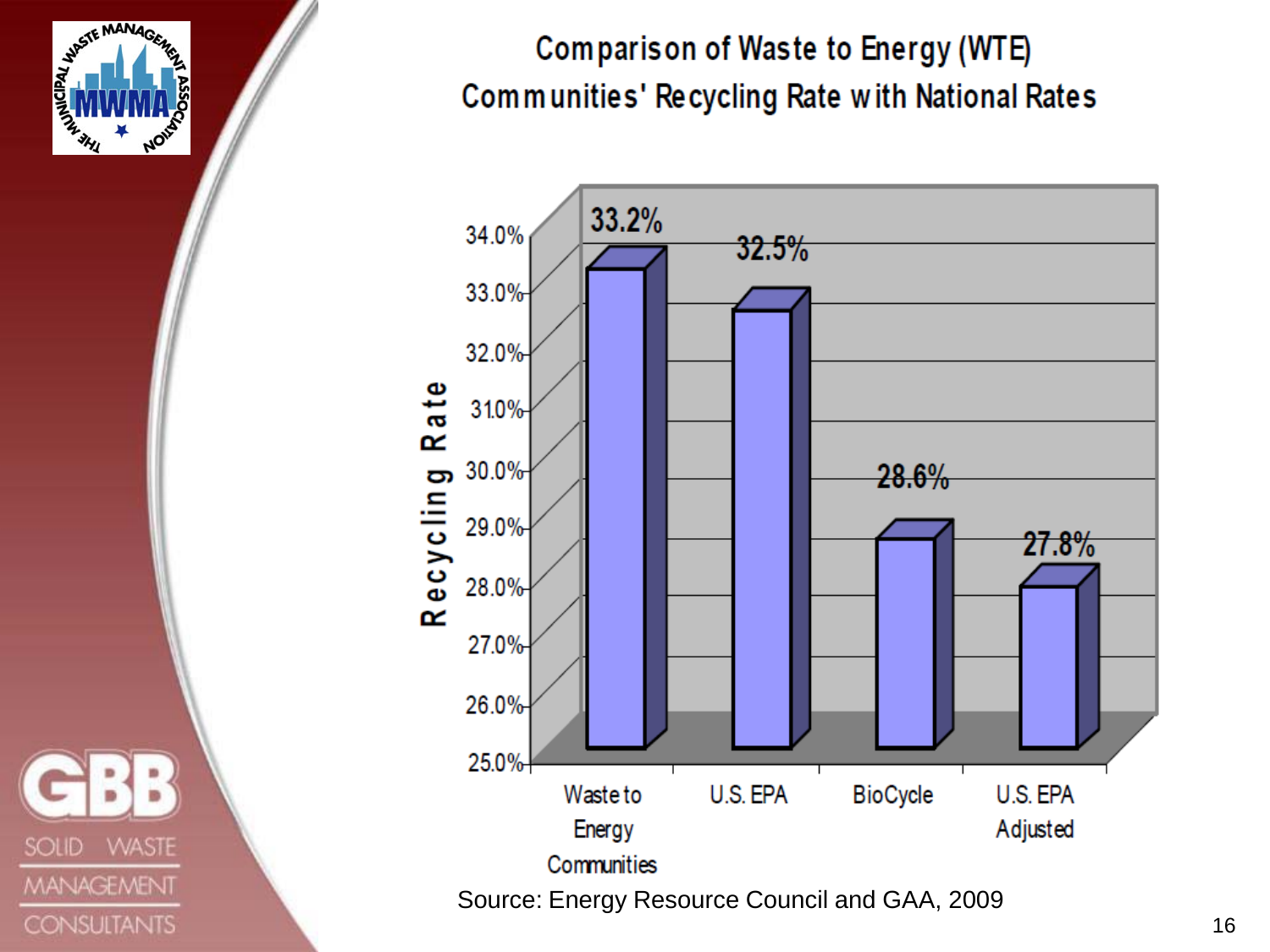# Comparison of Waste to Energy (WTE) Communities' Recycling Rate with National Rates

| Category | Recycling Rate |
| --- | --- |
| Waste to Energy Communities | 33.2% |
| U.S. EPA | 32.5% |
| BioCycle | 28.6% |
| U.S. EPA Adjusted | 27.8% |

Source: Energy Resource Council and GAA, 2009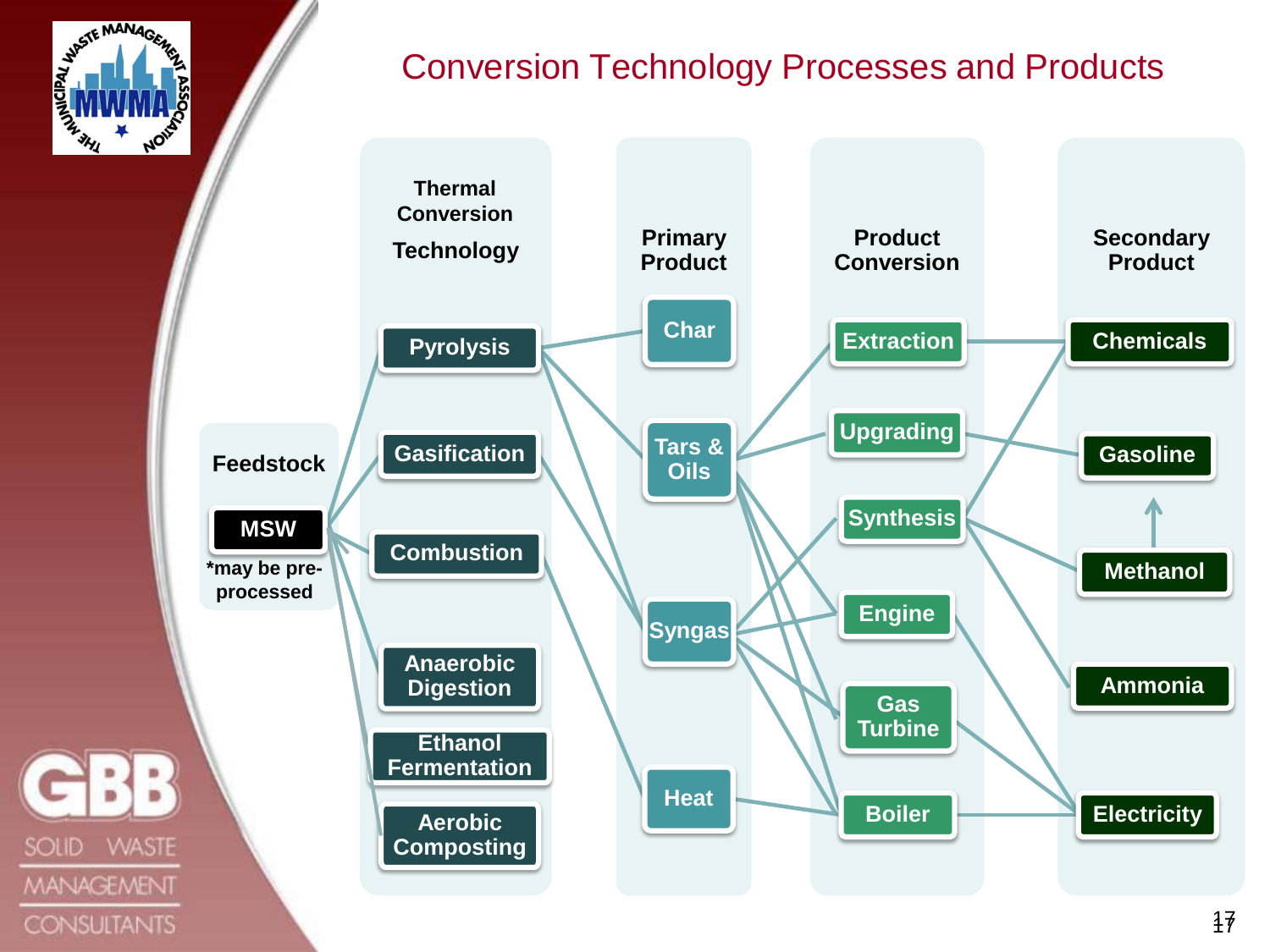# Conversion Technology Processes and Products

**Feedstock**

- MSW
- *may be pre-processed

**Thermal Conversion Technology**

- Pyrolysis
- Gasification
- Combustion
- Anaerobic Digestion
- Ethanol Fermentation
- Aerobic Composting

**Primary Product**

- Char
- Tars & Oils
- Syngas
- Heat

**Product Conversion**

- Extraction
- Upgrading
- Synthesis
- Engine
- Gas Turbine
- Boiler

**Secondary Product**

- Chemicals
- Gasoline
- Methanol
- Ammonia
- Electricity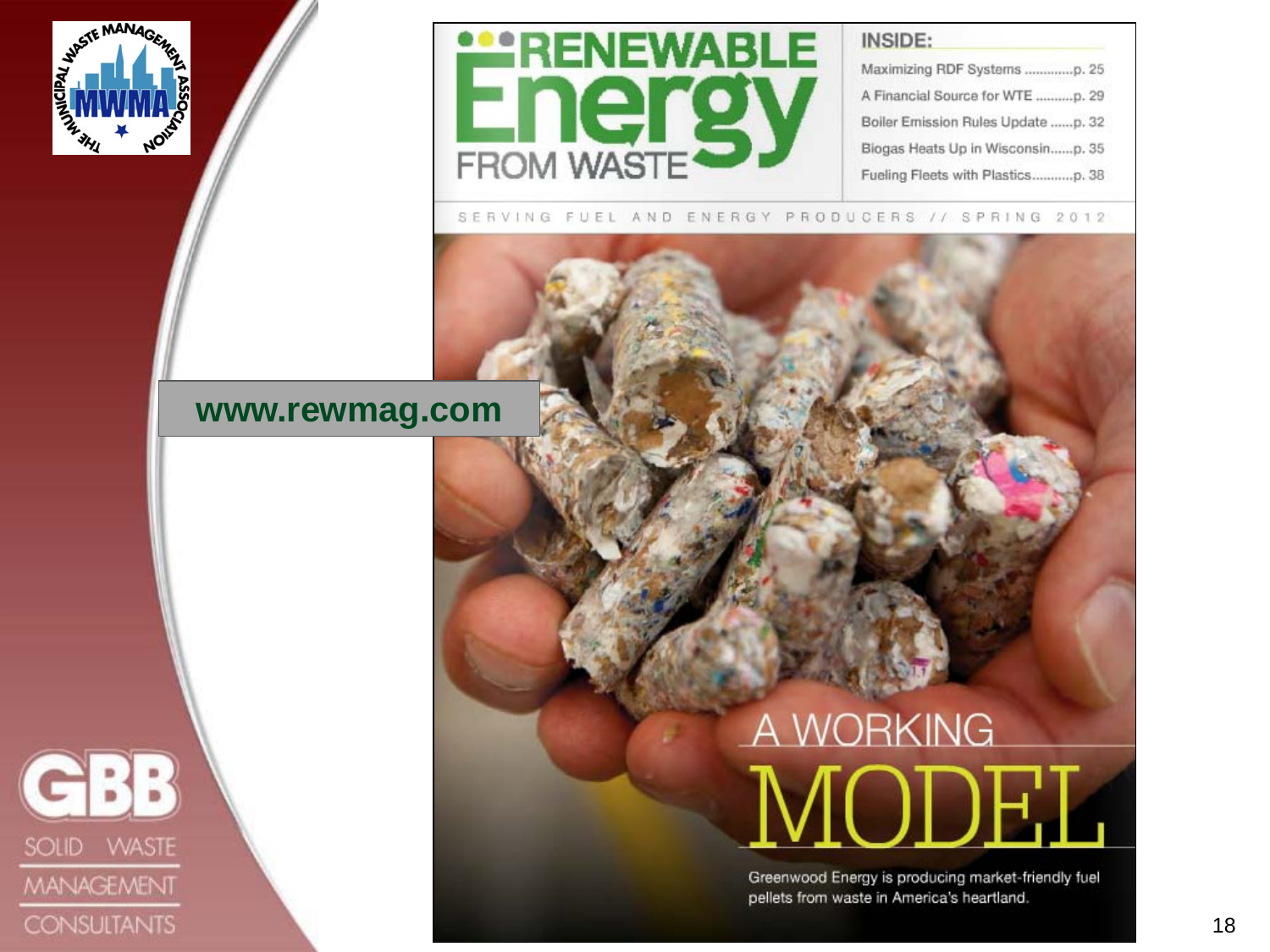www.rewmag.com

RENEWABLE Energy FROM WASTE

INSIDE:

- Maximizing RDF Systems ............p. 25
- A Financial Source for WTE ..........p. 29
- Boiler Emission Rules Update ......p. 32
- Biogas Heats Up in Wisconsin......p. 35
- Fueling Fleets with Plastics...........p. 38

SERVING FUEL AND ENERGY PRODUCERS // SPRING 2012

A WORKING MODEL

Greenwood Energy is producing market-friendly fuel pellets from waste in America's heartland.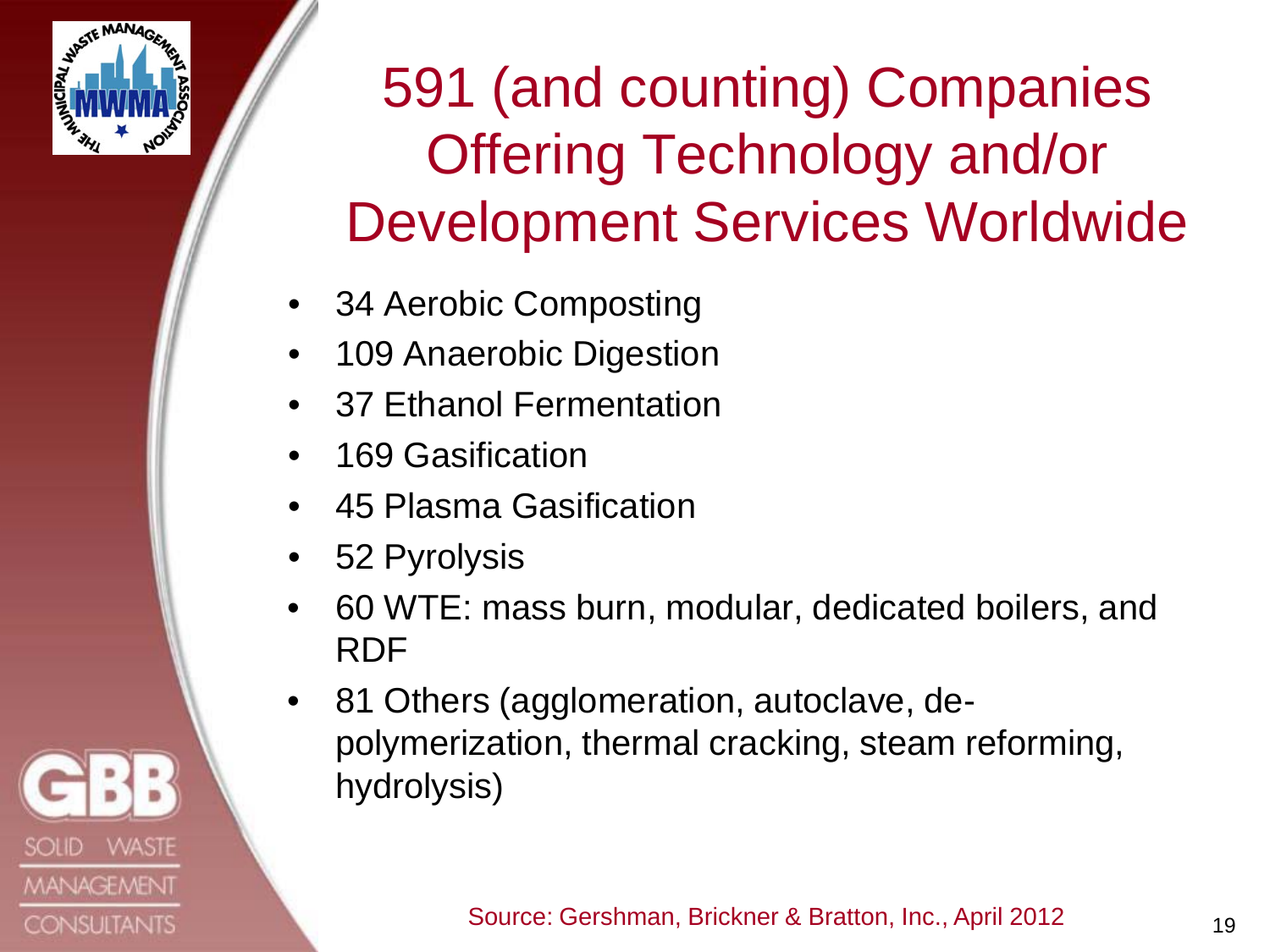# 591 (and counting) Companies Offering Technology and/or Development Services Worldwide

- 34 Aerobic Composting
- 109 Anaerobic Digestion
- 37 Ethanol Fermentation
- 169 Gasification
- 45 Plasma Gasification
- 52 Pyrolysis
- 60 WTE: mass burn, modular, dedicated boilers, and RDF
- 81 Others (agglomeration, autoclave, de-polymerization, thermal cracking, steam reforming, hydrolysis)

Source: Gershman, Brickner & Bratton, Inc., April 2012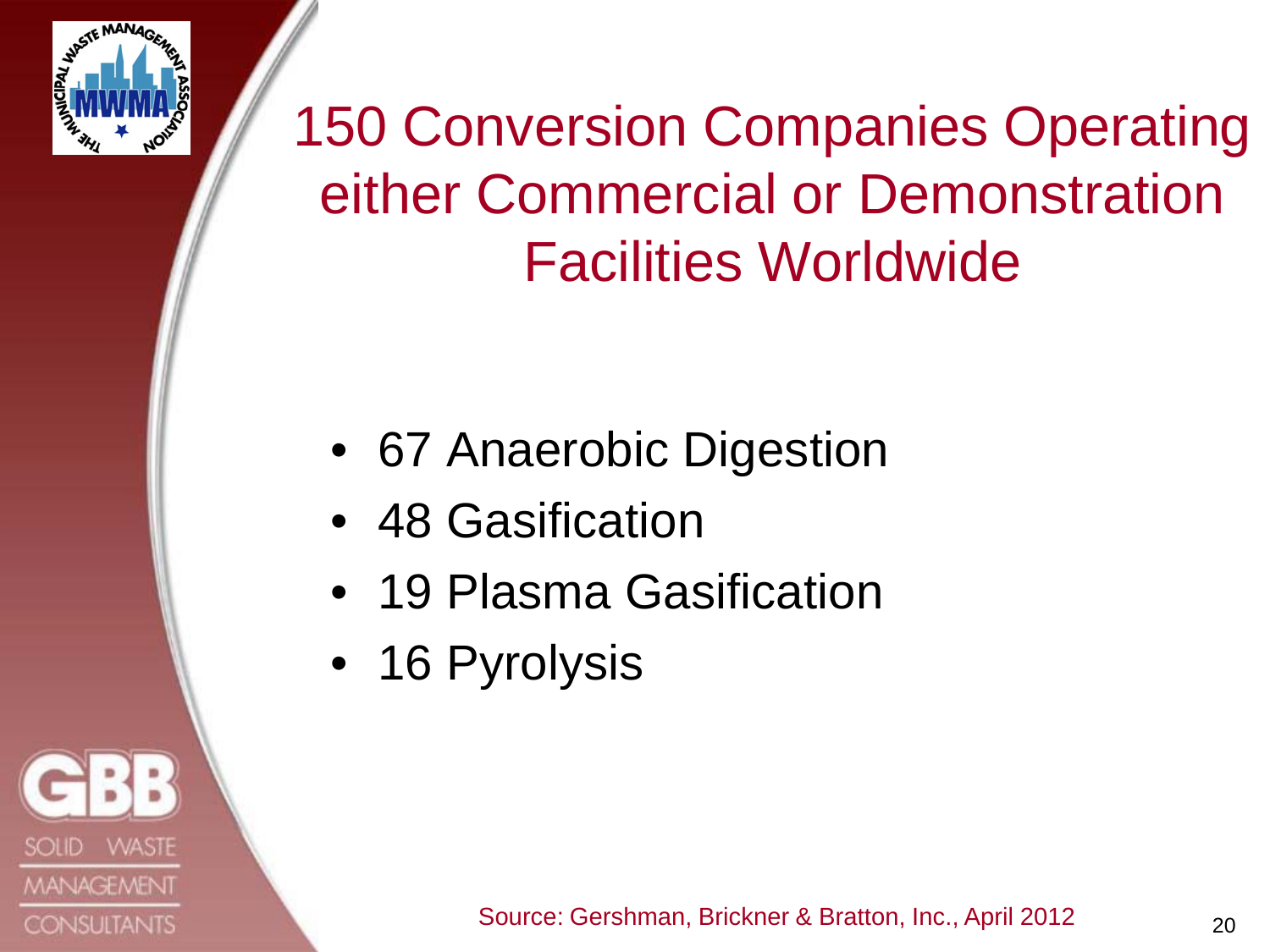# 150 Conversion Companies Operating either Commercial or Demonstration Facilities Worldwide

- 67 Anaerobic Digestion
- 48 Gasification
- 19 Plasma Gasification
- 16 Pyrolysis

Source: Gershman, Brickner & Bratton, Inc., April 2012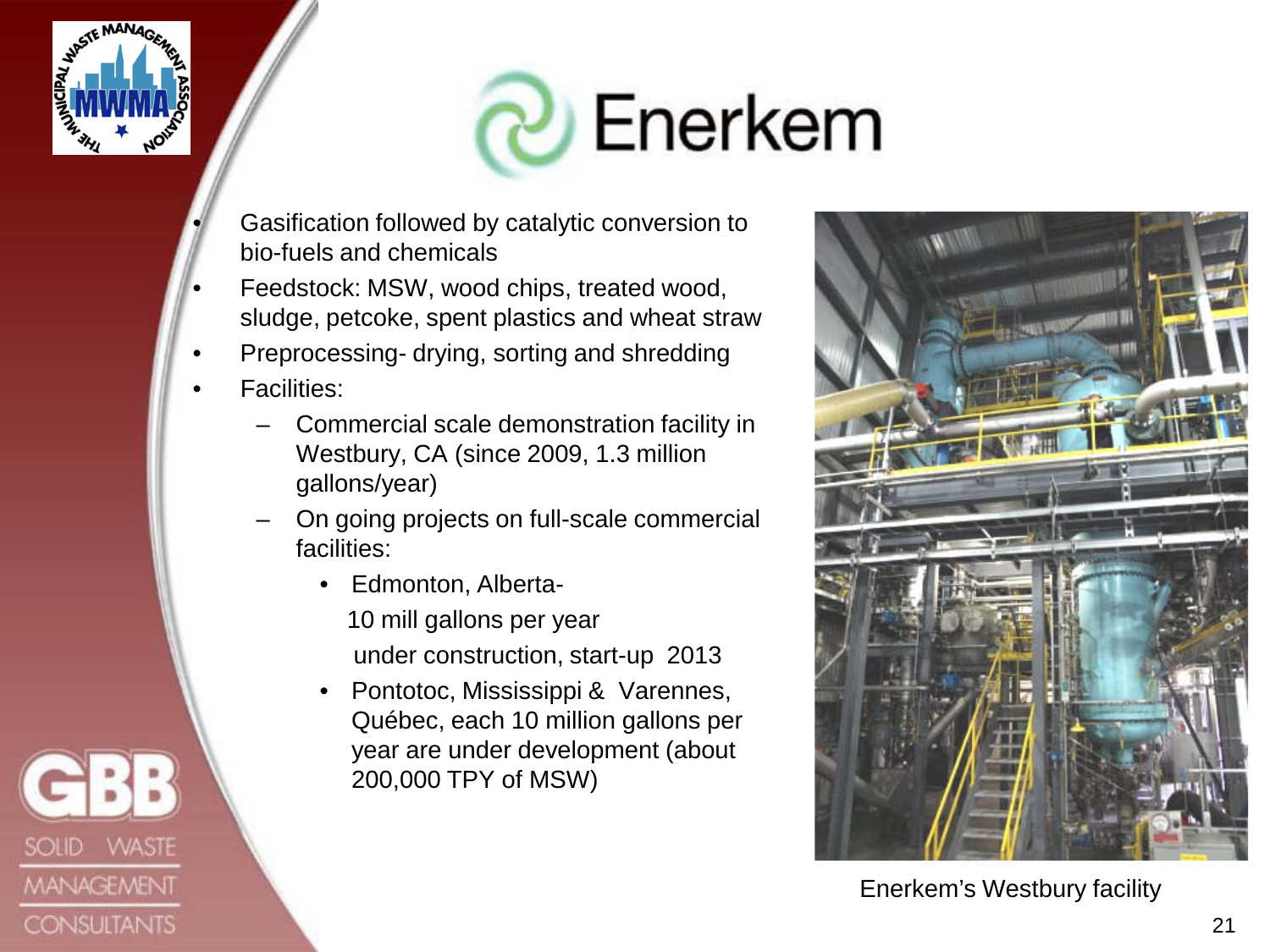# Enerkem

- Gasification followed by catalytic conversion to bio-fuels and chemicals
- Feedstock: MSW, wood chips, treated wood, sludge, petcoke, spent plastics and wheat straw
- Preprocessing- drying, sorting and shredding
- Facilities:
  - Commercial scale demonstration facility in Westbury, CA (since 2009, 1.3 million gallons/year)
  - On going projects on full-scale commercial facilities:
    - Edmonton, Alberta-
      10 mill gallons per year
      under construction, start-up 2013
    - Pontotoc, Mississippi & Varennes, Québec, each 10 million gallons per year are under development (about 200,000 TPY of MSW)

Enerkem's Westbury facility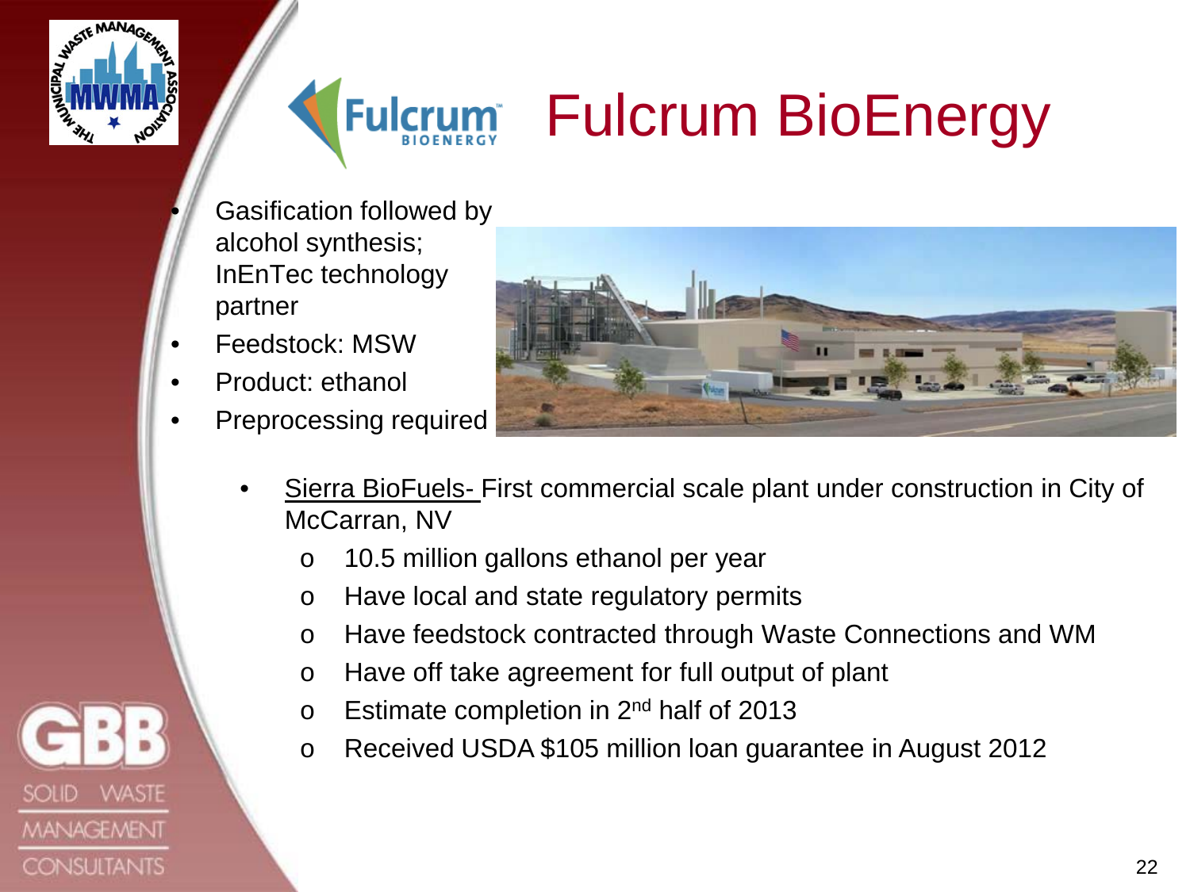# Fulcrum BioEnergy

- Gasification followed by alcohol synthesis; InEnTec technology partner
- Feedstock: MSW
- Product: ethanol
- Preprocessing required

- Sierra BioFuels- First commercial scale plant under construction in City of McCarran, NV
  - 10.5 million gallons ethanol per year
  - Have local and state regulatory permits
  - Have feedstock contracted through Waste Connections and WM
  - Have off take agreement for full output of plant
  - Estimate completion in 2nd half of 2013
  - Received USDA $105 million loan guarantee in August 2012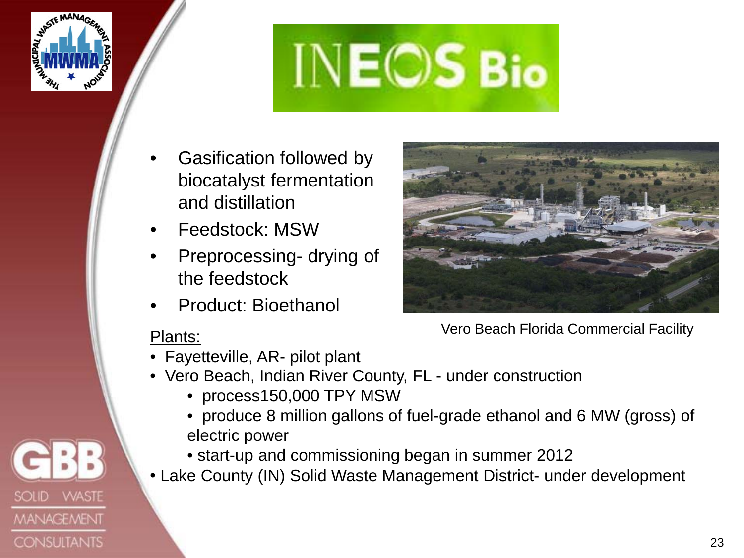# INEOS Bio

- Gasification followed by biocatalyst fermentation and distillation
- Feedstock: MSW
- Preprocessing- drying of the feedstock
- Product: Bioethanol

Vero Beach Florida Commercial Facility

Plants:

- Fayetteville, AR- pilot plant
- Vero Beach, Indian River County, FL - under construction
  - process150,000 TPY MSW
  - produce 8 million gallons of fuel-grade ethanol and 6 MW (gross) of electric power
  - start-up and commissioning began in summer 2012
- Lake County (IN) Solid Waste Management District- under development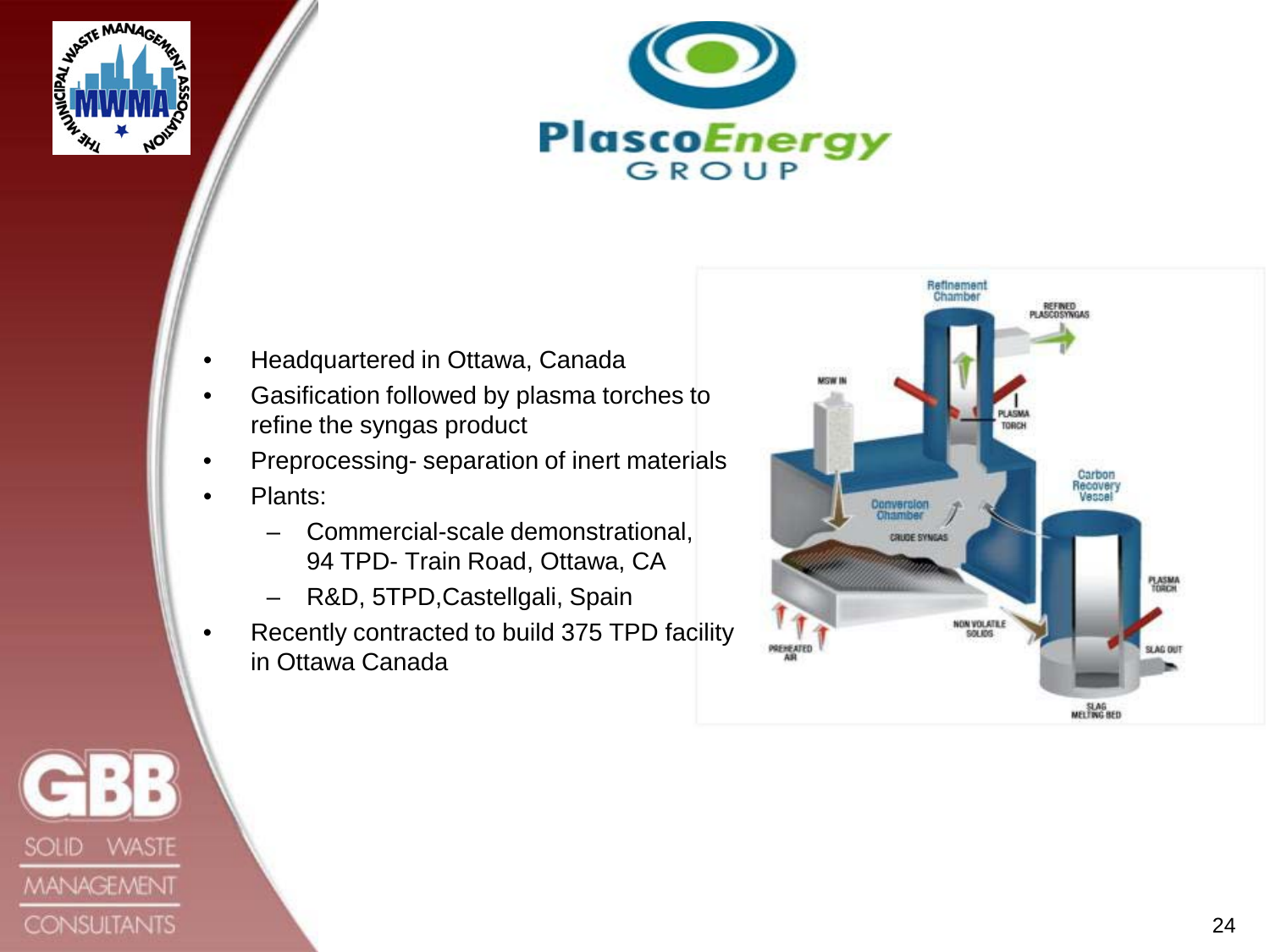# PlascoEnergy GROUP

- Headquartered in Ottawa, Canada
- Gasification followed by plasma torches to refine the syngas product
- Preprocessing- separation of inert materials
- Plants:
  - Commercial-scale demonstrational, 94 TPD- Train Road, Ottawa, CA
  - R&D, 5TPD,Castellgali, Spain
- Recently contracted to build 375 TPD facility in Ottawa Canada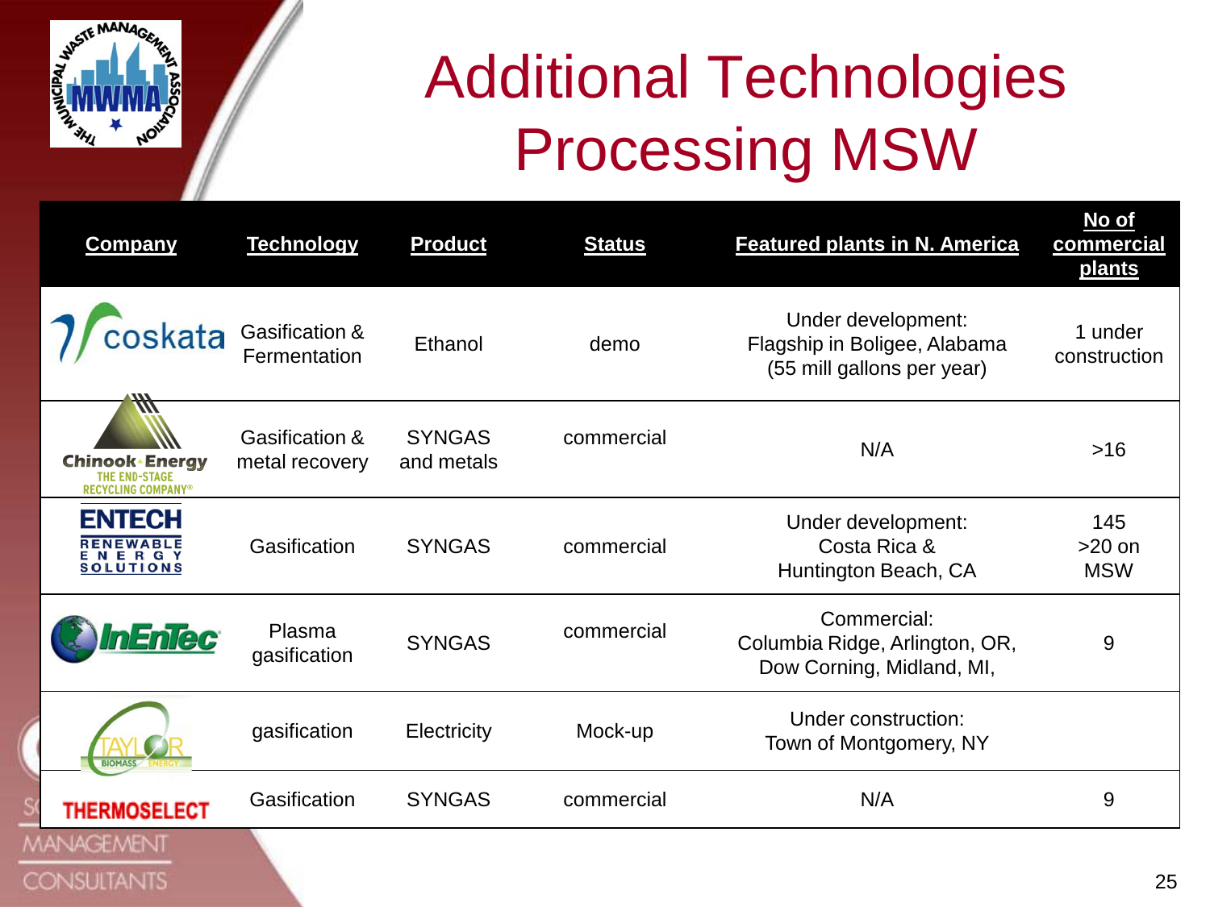# Additional Technologies Processing MSW

| Company | Technology | Product | Status | Featured plants in N. America | No of commercial plants |
|---|---|---|---|---|---|
| coskata | Gasification & Fermentation | Ethanol | demo | Under development: Flagship in Boligee, Alabama (55 mill gallons per year) | 1 under construction |
| Chinook Energy THE END-STAGE RECYCLING COMPANY® | Gasification & metal recovery | SYNGAS and metals | commercial | N/A | >16 |
| ENTECH RENEWABLE ENERGY SOLUTIONS | Gasification | SYNGAS | commercial | Under development: Costa Rica & Huntington Beach, CA | 145 >20 on MSW |
| InEnTec | Plasma gasification | SYNGAS | commercial | Commercial: Columbia Ridge, Arlington, OR, Dow Corning, Midland, MI, | 9 |
| TAYLOR BIOMASS ENERGY | gasification | Electricity | Mock-up | Under construction: Town of Montgomery, NY | |
| THERMOSELECT | Gasification | SYNGAS | commercial | N/A | 9 |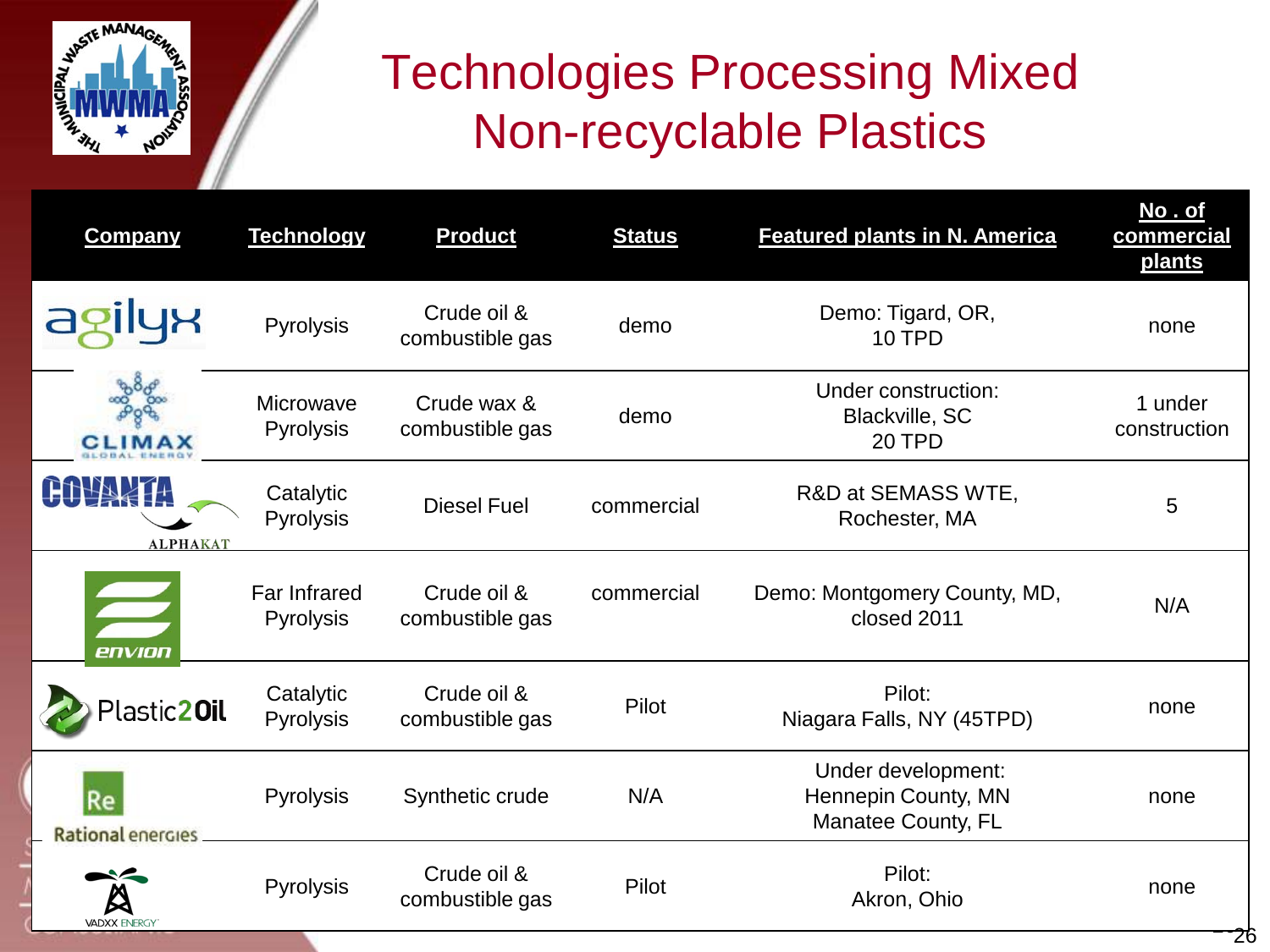# Technologies Processing Mixed Non-recyclable Plastics

| Company | Technology | Product | Status | Featured plants in N. America | No . of commercial plants |
|---|---|---|---|---|---|
| agilyx | Pyrolysis | Crude oil & combustible gas | demo | Demo: Tigard, OR, 10 TPD | none |
| CLIMAX GLOBAL ENERGY | Microwave Pyrolysis | Crude wax & combustible gas | demo | Under construction: Blackville, SC 20 TPD | 1 under construction |
| COVANTA ALPHAKAT | Catalytic Pyrolysis | Diesel Fuel | commercial | R&D at SEMASS WTE, Rochester, MA | 5 |
| envion | Far Infrared Pyrolysis | Crude oil & combustible gas | commercial | Demo: Montgomery County, MD, closed 2011 | N/A |
| Plastic2Oil | Catalytic Pyrolysis | Crude oil & combustible gas | Pilot | Pilot: Niagara Falls, NY (45TPD) | none |
| Rational energies | Pyrolysis | Synthetic crude | N/A | Under development: Hennepin County, MN Manatee County, FL | none |
| VADXX ENERGY | Pyrolysis | Crude oil & combustible gas | Pilot | Pilot: Akron, Ohio | none |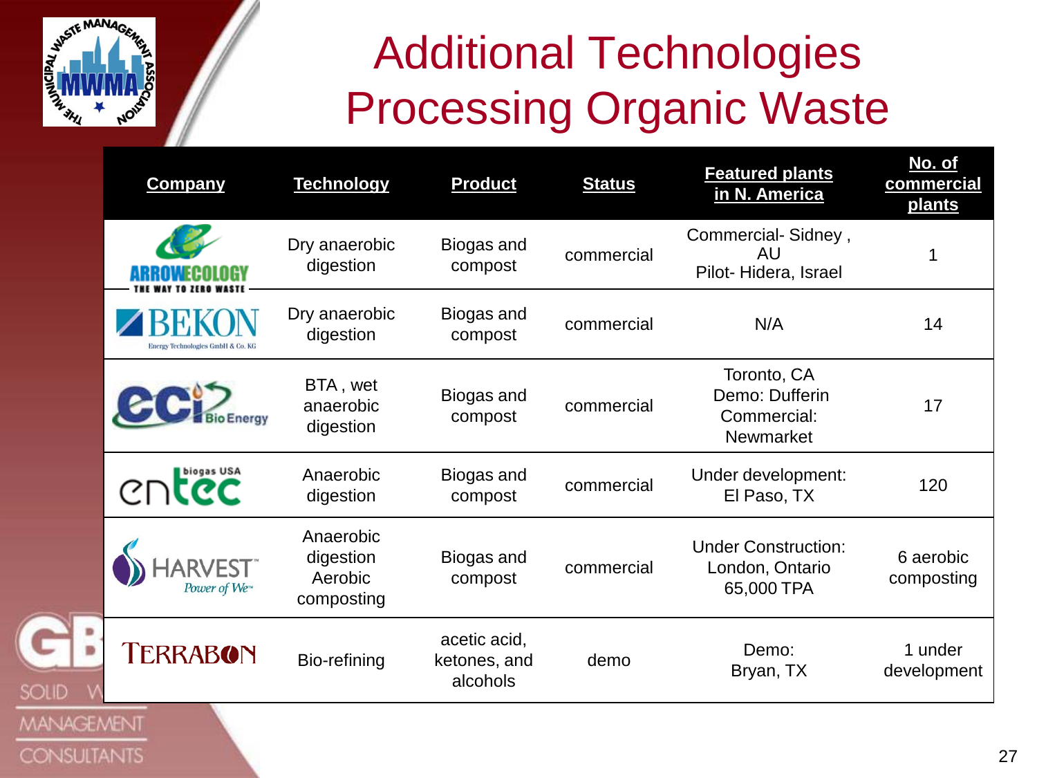# Additional Technologies Processing Organic Waste

| Company | Technology | Product | Status | Featured plants in N. America | No. of commercial plants |
|---|---|---|---|---|---|
| ARROWECOLOGY – THE WAY TO ZERO WASTE | Dry anaerobic digestion | Biogas and compost | commercial | Commercial- Sidney , AU<br>Pilot- Hidera, Israel | 1 |
| BEKON Energy Technologies GmbH & Co. KG | Dry anaerobic digestion | Biogas and compost | commercial | N/A | 14 |
| CCI BioEnergy | BTA , wet anaerobic digestion | Biogas and compost | commercial | Toronto, CA<br>Demo: Dufferin<br>Commercial: Newmarket | 17 |
| entec biogas USA | Anaerobic digestion | Biogas and compost | commercial | Under development: El Paso, TX | 120 |
| HARVEST Power of We | Anaerobic digestion Aerobic composting | Biogas and compost | commercial | Under Construction: London, Ontario 65,000 TPA | 6 aerobic composting |
| TERRABON | Bio-refining | acetic acid, ketones, and alcohols | demo | Demo: Bryan, TX | 1 under development |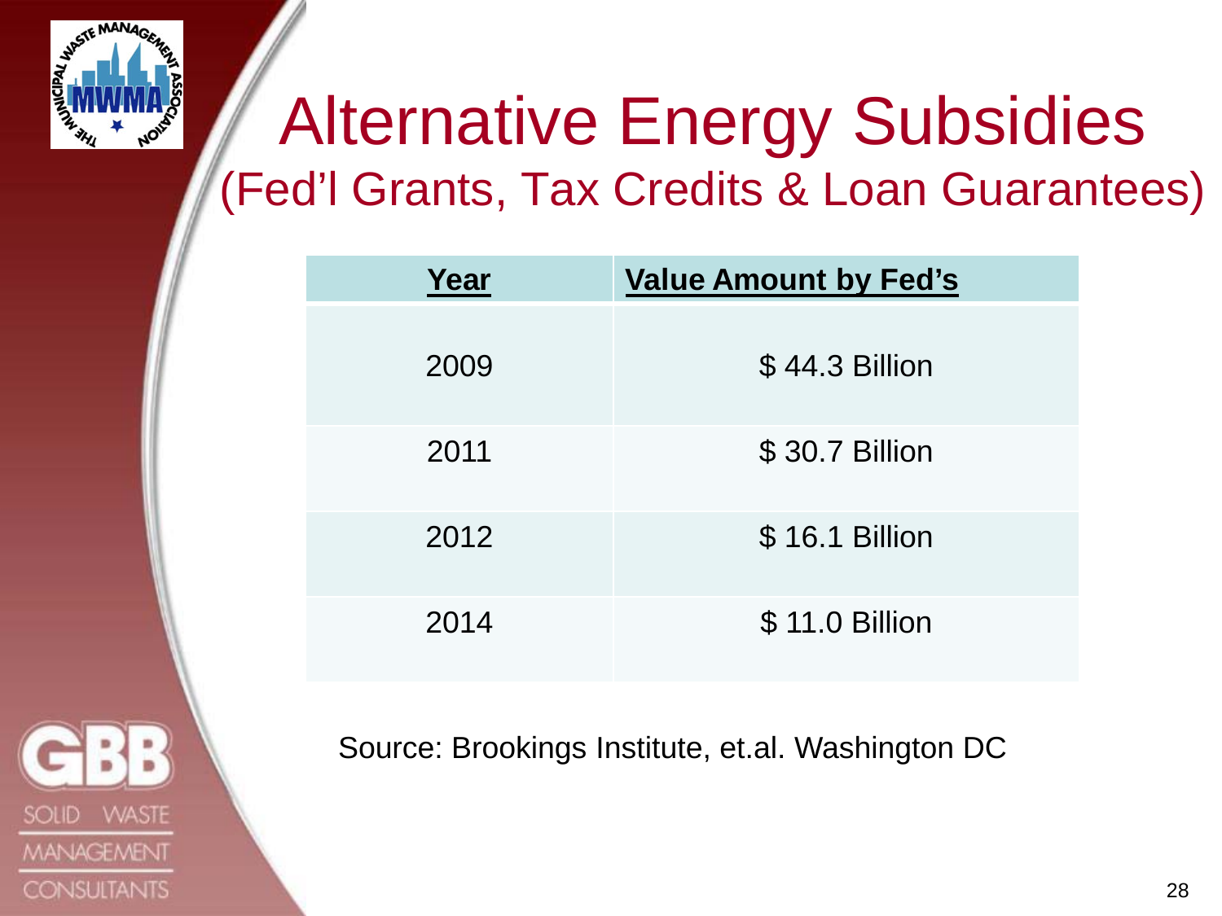# Alternative Energy Subsidies

## (Fed'l Grants, Tax Credits & Loan Guarantees)

| **Year** | **Value Amount by Fed's** |
|---|---|
| 2009 | $ 44.3 Billion |
| 2011 | $ 30.7 Billion |
| 2012 | $ 16.1 Billion |
| 2014 | $ 11.0 Billion |

Source: Brookings Institute, et.al. Washington DC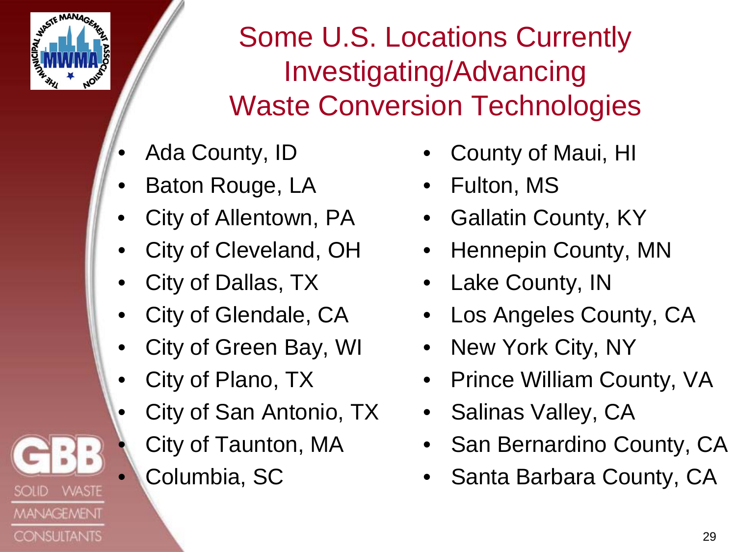# Some U.S. Locations Currently Investigating/Advancing Waste Conversion Technologies

- Ada County, ID
- Baton Rouge, LA
- City of Allentown, PA
- City of Cleveland, OH
- City of Dallas, TX
- City of Glendale, CA
- City of Green Bay, WI
- City of Plano, TX
- City of San Antonio, TX
- City of Taunton, MA
- Columbia, SC
- County of Maui, HI
- Fulton, MS
- Gallatin County, KY
- Hennepin County, MN
- Lake County, IN
- Los Angeles County, CA
- New York City, NY
- Prince William County, VA
- Salinas Valley, CA
- San Bernardino County, CA
- Santa Barbara County, CA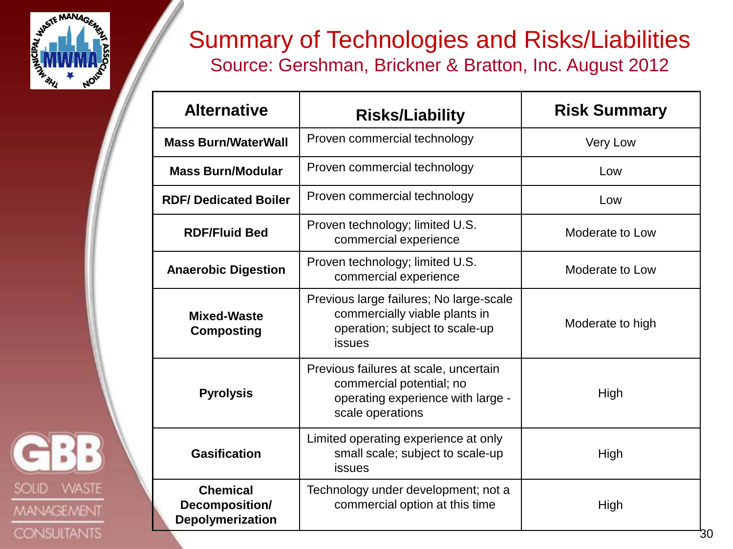# Summary of Technologies and Risks/Liabilities

Source: Gershman, Brickner & Bratton, Inc. August 2012

| Alternative | Risks/Liability | Risk Summary |
|---|---|---|
| **Mass Burn/WaterWall** | Proven commercial technology | Very Low |
| **Mass Burn/Modular** | Proven commercial technology | Low |
| **RDF/ Dedicated Boiler** | Proven commercial technology | Low |
| **RDF/Fluid Bed** | Proven technology; limited U.S. commercial experience | Moderate to Low |
| **Anaerobic Digestion** | Proven technology; limited U.S. commercial experience | Moderate to Low |
| **Mixed-Waste Composting** | Previous large failures; No large-scale commercially viable plants in operation; subject to scale-up issues | Moderate to high |
| **Pyrolysis** | Previous failures at scale, uncertain commercial potential; no operating experience with large - scale operations | High |
| **Gasification** | Limited operating experience at only small scale; subject to scale-up issues | High |
| **Chemical Decomposition/ Depolymerization** | Technology under development; not a commercial option at this time | High |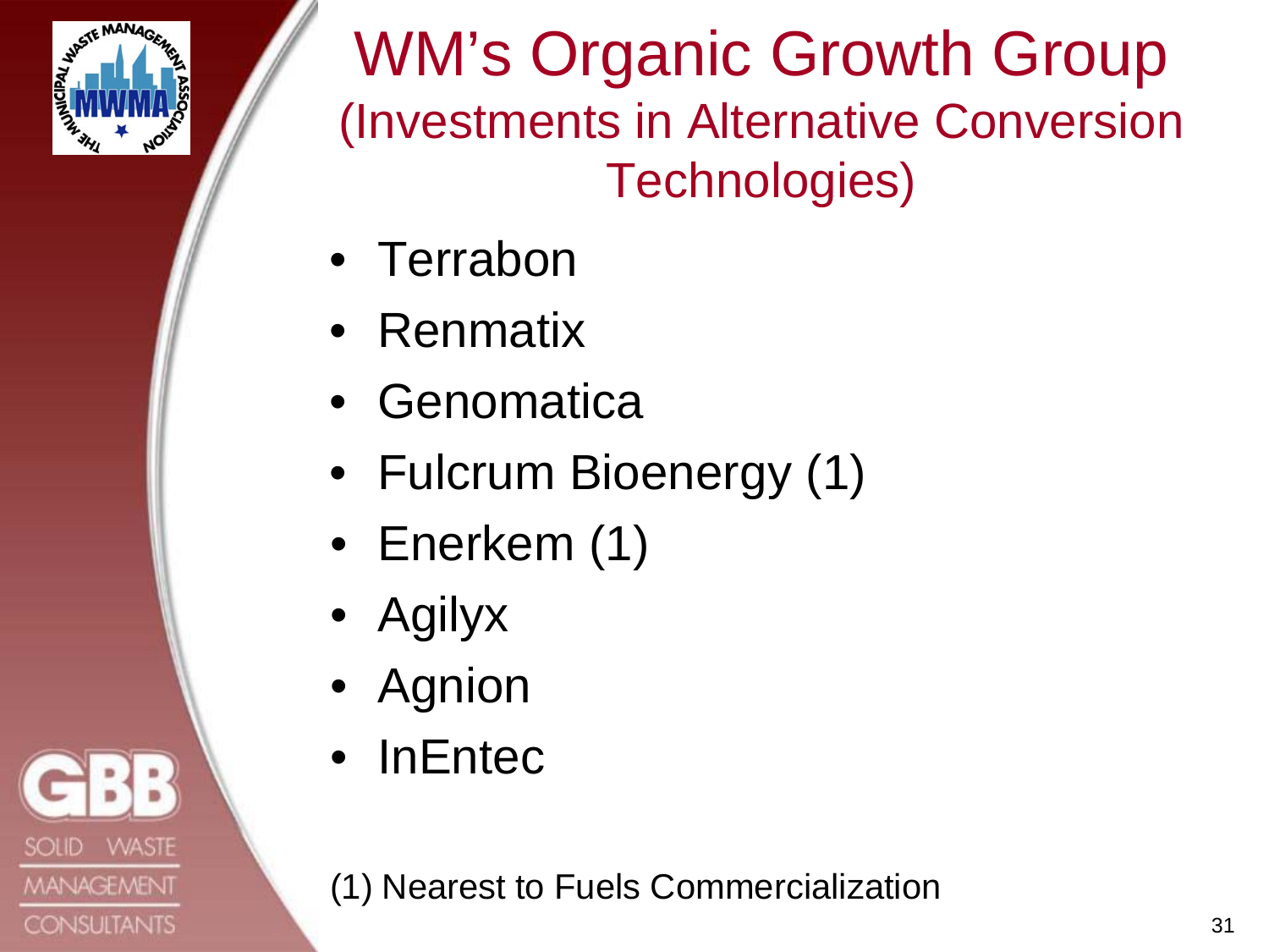# WM's Organic Growth Group
## (Investments in Alternative Conversion Technologies)

- Terrabon
- Renmatix
- Genomatica
- Fulcrum Bioenergy (1)
- Enerkem (1)
- Agilyx
- Agnion
- InEntec

(1) Nearest to Fuels Commercialization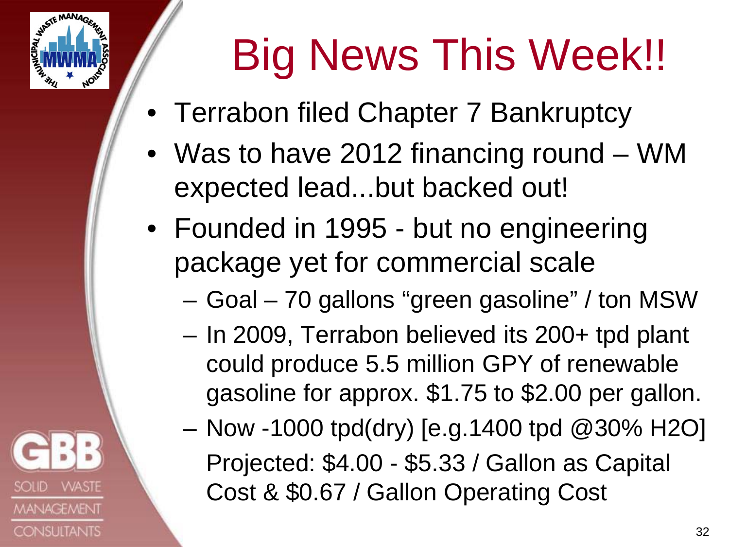# Big News This Week!!

- Terrabon filed Chapter 7 Bankruptcy
- Was to have 2012 financing round – WM expected lead...but backed out!
- Founded in 1995 - but no engineering package yet for commercial scale
  - Goal – 70 gallons "green gasoline" / ton MSW
  - In 2009, Terrabon believed its 200+ tpd plant could produce 5.5 million GPY of renewable gasoline for approx. $1.75 to $2.00 per gallon.
  - Now -1000 tpd(dry) [e.g.1400 tpd @30% $H_2O$] Projected: $4.00 - $5.33 / Gallon as Capital Cost & $0.67 / Gallon Operating Cost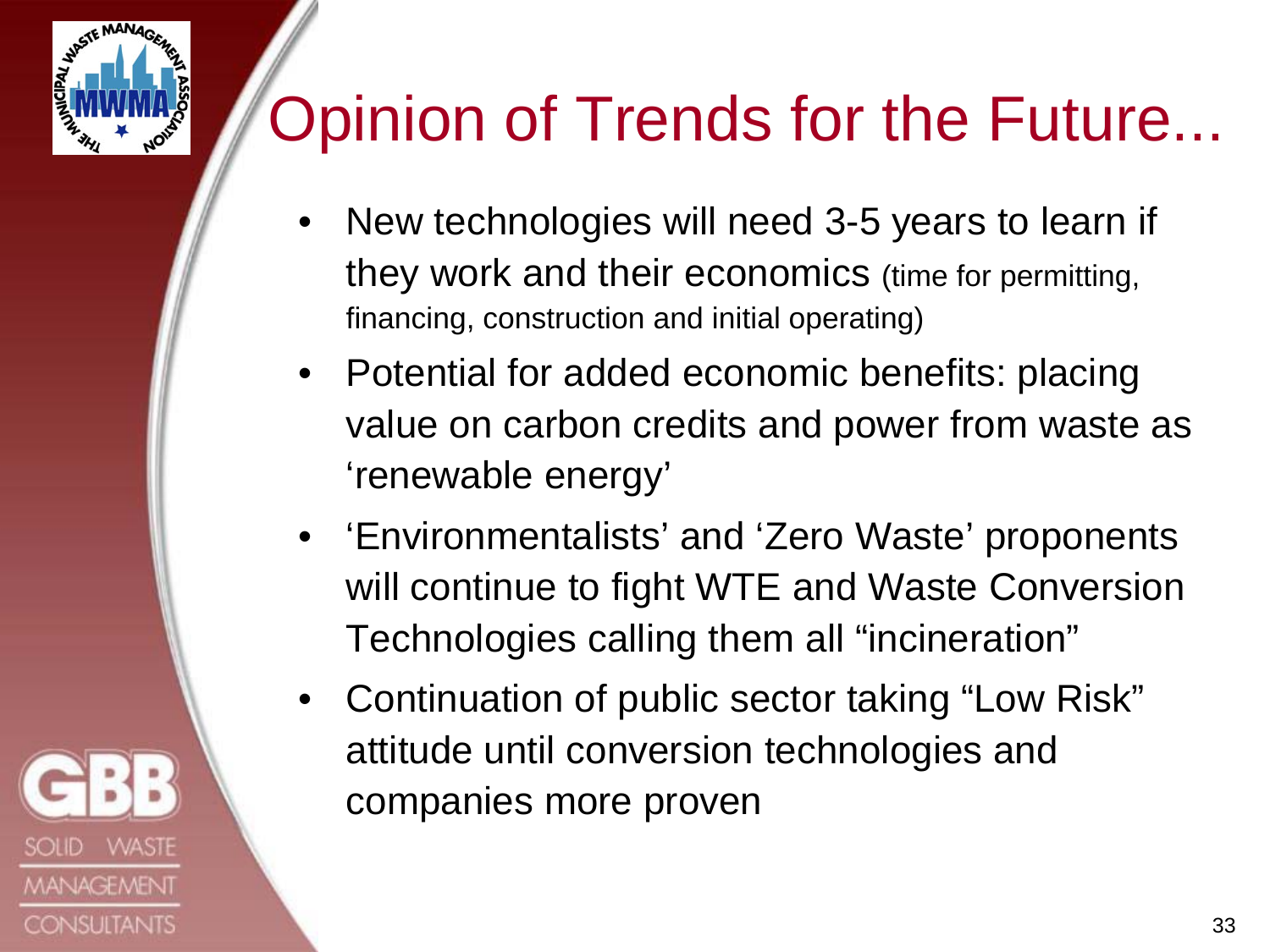# Opinion of Trends for the Future...

- New technologies will need 3-5 years to learn if they work and their economics (time for permitting, financing, construction and initial operating)
- Potential for added economic benefits: placing value on carbon credits and power from waste as 'renewable energy'
- 'Environmentalists' and 'Zero Waste' proponents will continue to fight WTE and Waste Conversion Technologies calling them all "incineration"
- Continuation of public sector taking "Low Risk" attitude until conversion technologies and companies more proven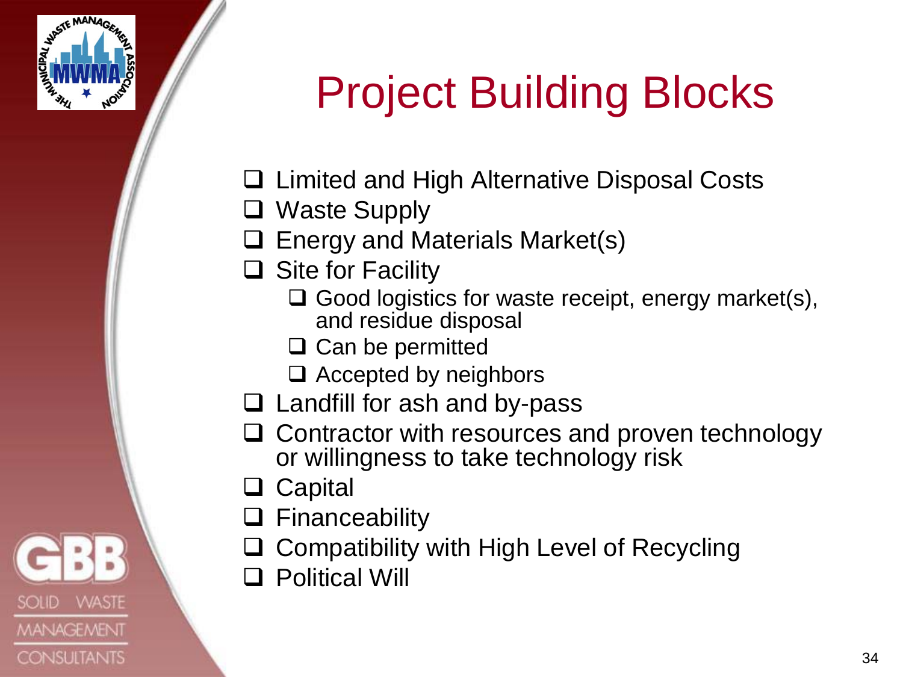# Project Building Blocks

- Limited and High Alternative Disposal Costs
- Waste Supply
- Energy and Materials Market(s)
- Site for Facility
  - Good logistics for waste receipt, energy market(s), and residue disposal
  - Can be permitted
  - Accepted by neighbors
- Landfill for ash and by-pass
- Contractor with resources and proven technology or willingness to take technology risk
- Capital
- Financeability
- Compatibility with High Level of Recycling
- Political Will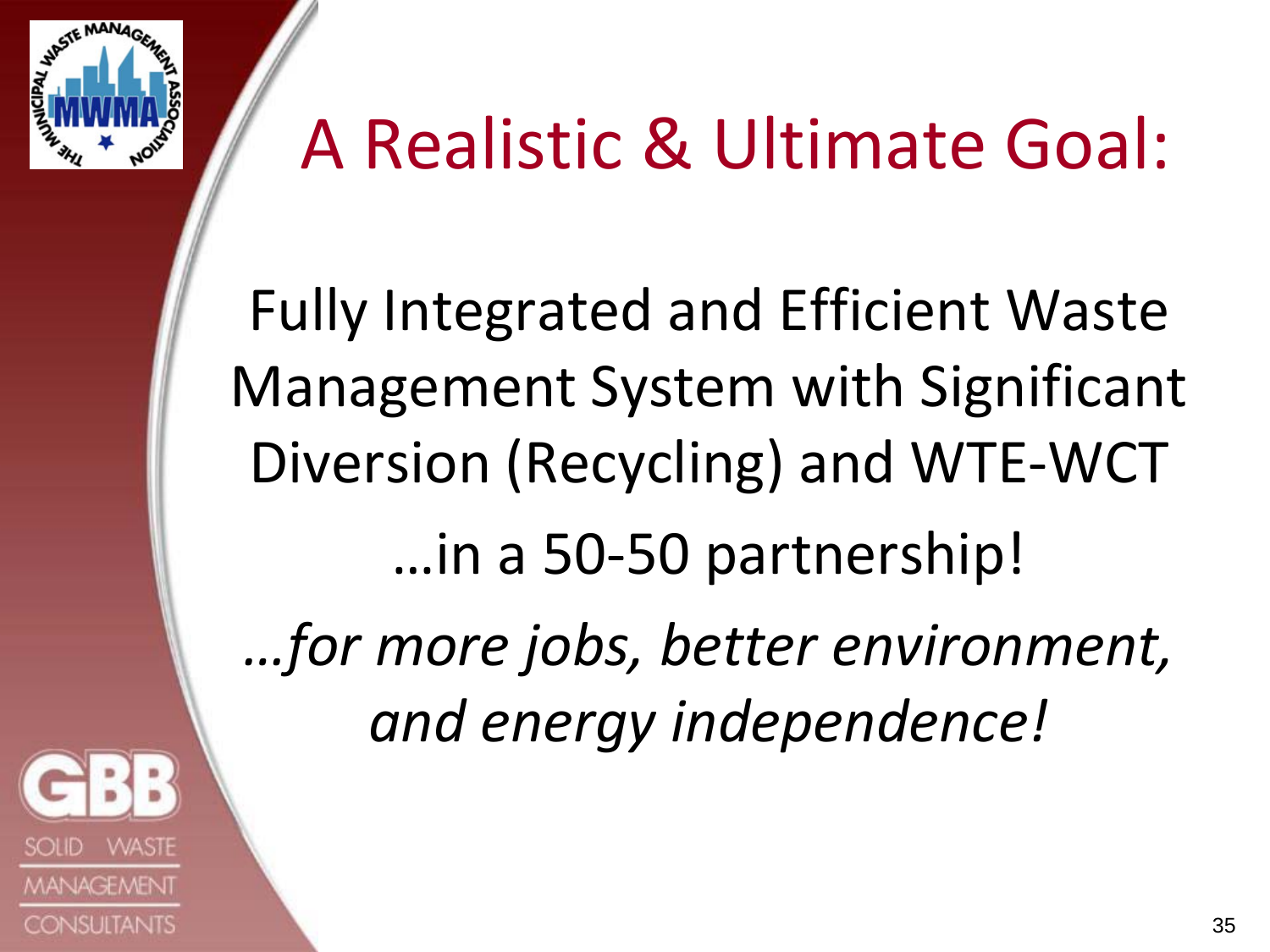# A Realistic & Ultimate Goal:

Fully Integrated and Efficient Waste Management System with Significant Diversion (Recycling) and WTE-WCT

…in a 50-50 partnership!

*…for more jobs, better environment, and energy independence!*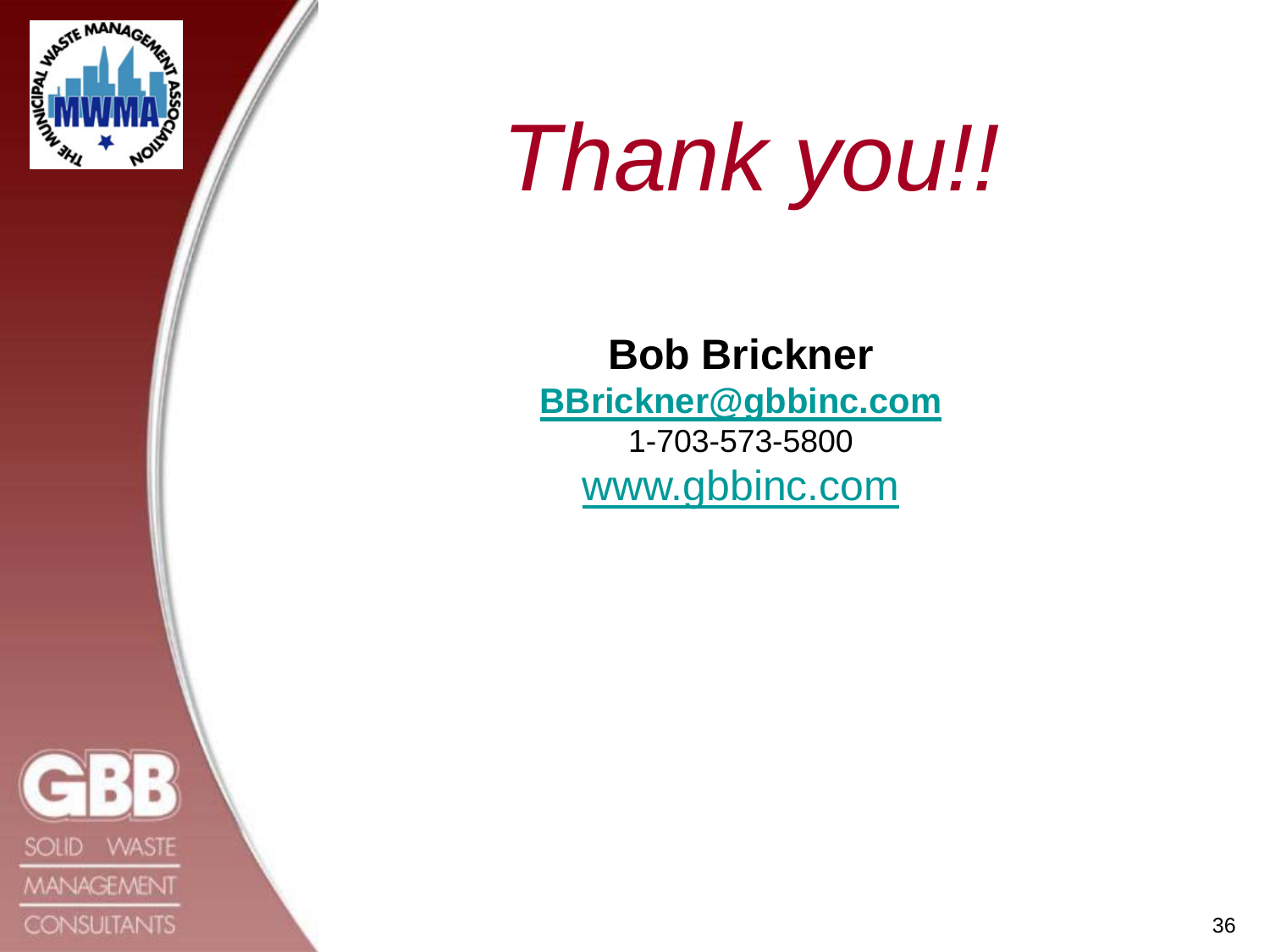# *Thank you!!*

**Bob Brickner**

**BBrickner@gbbinc.com**

1-703-573-5800

www.gbbinc.com